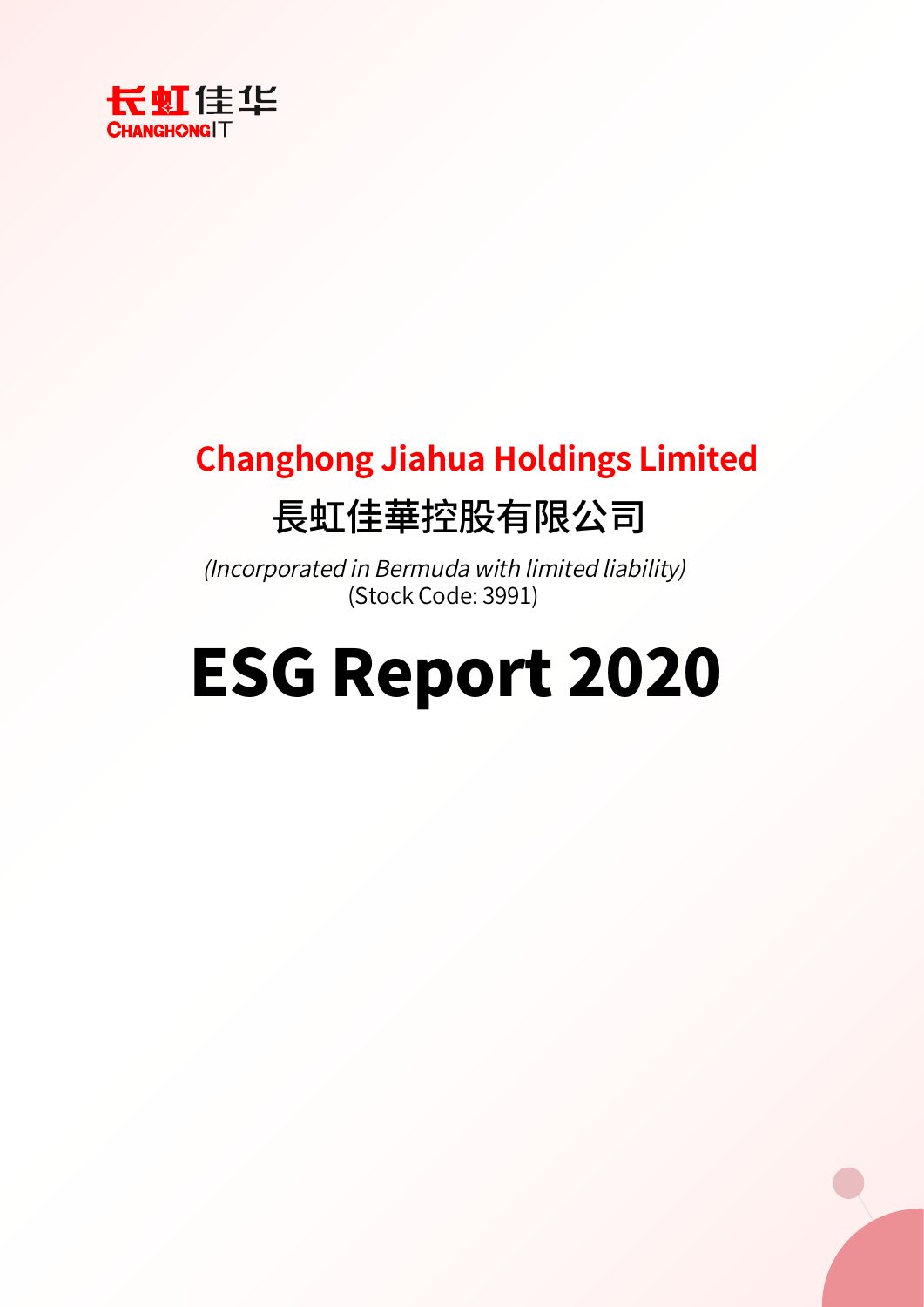长虹佳华
CHANGHONG IT

# Changhong Jiahua Holdings Limited

## 長虹佳華控股有限公司

*(Incorporated in Bermuda with limited liability)*
(Stock Code: 3991)

# ESG Report 2020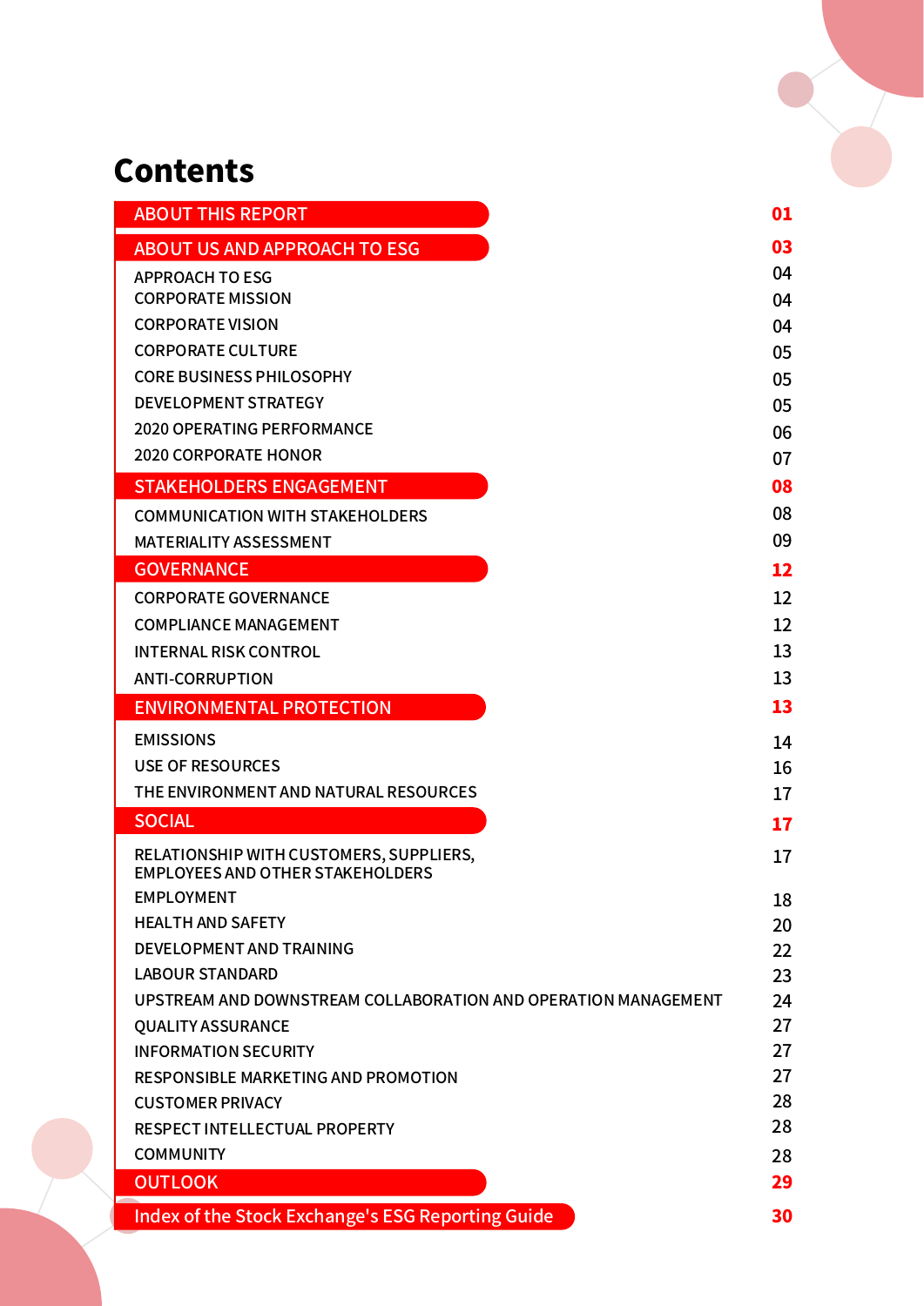# Contents

| | |
|---|---|
| **ABOUT THIS REPORT** | **01** |
| **ABOUT US AND APPROACH TO ESG** | **03** |
| APPROACH TO ESG | 04 |
| CORPORATE MISSION | 04 |
| CORPORATE VISION | 04 |
| CORPORATE CULTURE | 05 |
| CORE BUSINESS PHILOSOPHY | 05 |
| DEVELOPMENT STRATEGY | 05 |
| 2020 OPERATING PERFORMANCE | 06 |
| 2020 CORPORATE HONOR | 07 |
| **STAKEHOLDERS ENGAGEMENT** | **08** |
| COMMUNICATION WITH STAKEHOLDERS | 08 |
| MATERIALITY ASSESSMENT | 09 |
| **GOVERNANCE** | **12** |
| CORPORATE GOVERNANCE | 12 |
| COMPLIANCE MANAGEMENT | 12 |
| INTERNAL RISK CONTROL | 13 |
| ANTI-CORRUPTION | 13 |
| **ENVIRONMENTAL PROTECTION** | **13** |
| EMISSIONS | 14 |
| USE OF RESOURCES | 16 |
| THE ENVIRONMENT AND NATURAL RESOURCES | 17 |
| **SOCIAL** | **17** |
| RELATIONSHIP WITH CUSTOMERS, SUPPLIERS, EMPLOYEES AND OTHER STAKEHOLDERS | 17 |
| EMPLOYMENT | 18 |
| HEALTH AND SAFETY | 20 |
| DEVELOPMENT AND TRAINING | 22 |
| LABOUR STANDARD | 23 |
| UPSTREAM AND DOWNSTREAM COLLABORATION AND OPERATION MANAGEMENT | 24 |
| QUALITY ASSURANCE | 27 |
| INFORMATION SECURITY | 27 |
| RESPONSIBLE MARKETING AND PROMOTION | 27 |
| CUSTOMER PRIVACY | 28 |
| RESPECT INTELLECTUAL PROPERTY | 28 |
| COMMUNITY | 28 |
| **OUTLOOK** | **29** |
| **Index of the Stock Exchange's ESG Reporting Guide** | **30** |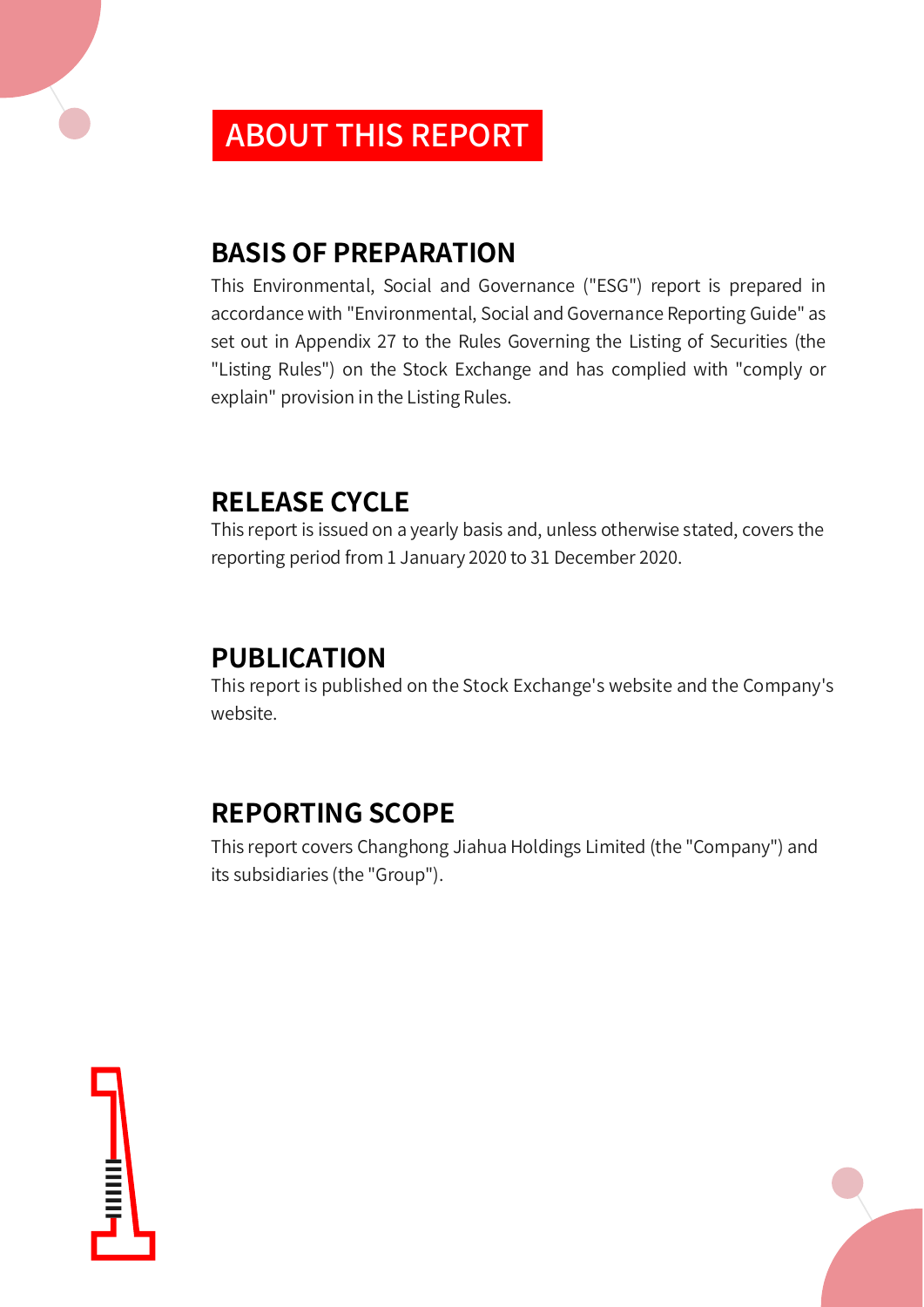# ABOUT THIS REPORT

## BASIS OF PREPARATION

This Environmental, Social and Governance ("ESG") report is prepared in accordance with "Environmental, Social and Governance Reporting Guide" as set out in Appendix 27 to the Rules Governing the Listing of Securities (the "Listing Rules") on the Stock Exchange and has complied with "comply or explain" provision in the Listing Rules.

## RELEASE CYCLE

This report is issued on a yearly basis and, unless otherwise stated, covers the reporting period from 1 January 2020 to 31 December 2020.

## PUBLICATION

This report is published on the Stock Exchange's website and the Company's website.

## REPORTING SCOPE

This report covers Changhong Jiahua Holdings Limited (the "Company") and its subsidiaries (the "Group").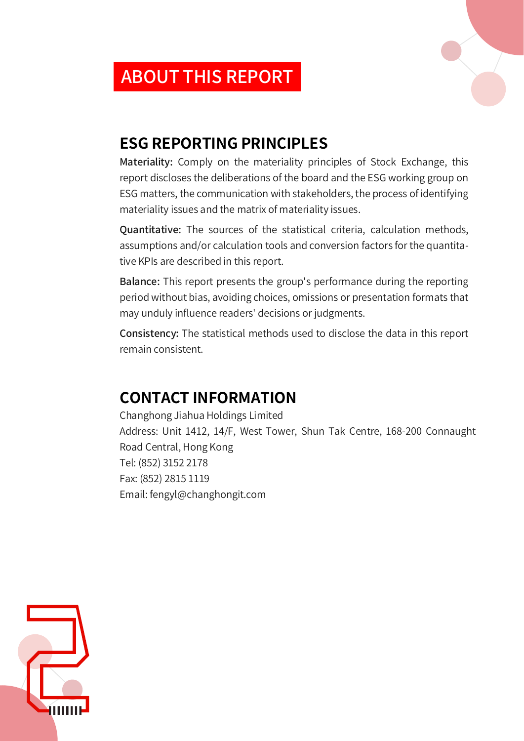# ABOUT THIS REPORT

## ESG REPORTING PRINCIPLES

**Materiality:** Comply on the materiality principles of Stock Exchange, this report discloses the deliberations of the board and the ESG working group on ESG matters, the communication with stakeholders, the process of identifying materiality issues and the matrix of materiality issues.

**Quantitative:** The sources of the statistical criteria, calculation methods, assumptions and/or calculation tools and conversion factors for the quantitative KPIs are described in this report.

**Balance:** This report presents the group's performance during the reporting period without bias, avoiding choices, omissions or presentation formats that may unduly influence readers' decisions or judgments.

**Consistency:** The statistical methods used to disclose the data in this report remain consistent.

## CONTACT INFORMATION

Changhong Jiahua Holdings Limited
Address: Unit 1412, 14/F, West Tower, Shun Tak Centre, 168-200 Connaught Road Central, Hong Kong
Tel: (852) 3152 2178
Fax: (852) 2815 1119
Email: fengyl@changhongit.com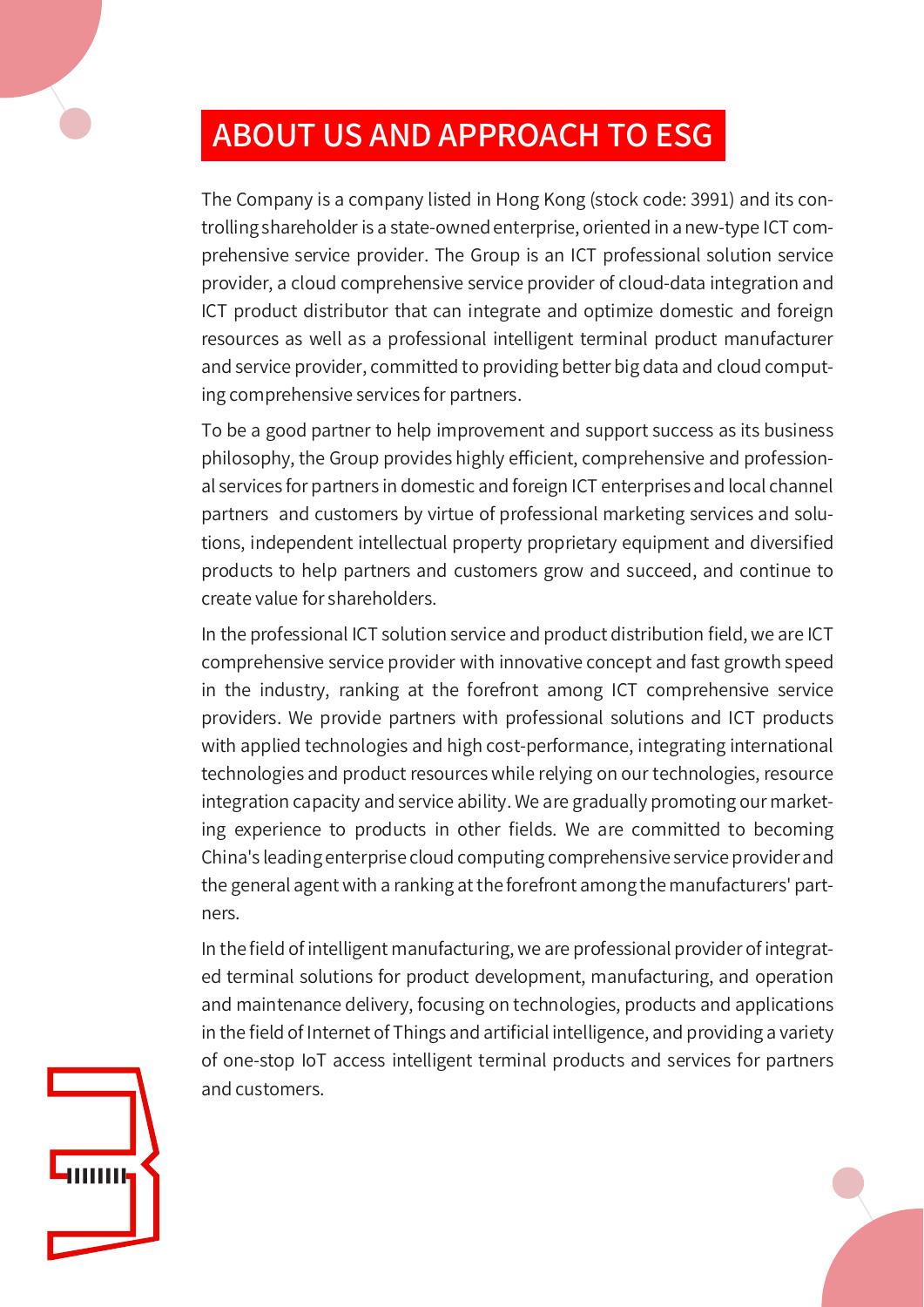# ABOUT US AND APPROACH TO ESG

The Company is a company listed in Hong Kong (stock code: 3991) and its controlling shareholder is a state-owned enterprise, oriented in a new-type ICT comprehensive service provider. The Group is an ICT professional solution service provider, a cloud comprehensive service provider of cloud-data integration and ICT product distributor that can integrate and optimize domestic and foreign resources as well as a professional intelligent terminal product manufacturer and service provider, committed to providing better big data and cloud computing comprehensive services for partners.

To be a good partner to help improvement and support success as its business philosophy, the Group provides highly efficient, comprehensive and professional services for partners in domestic and foreign ICT enterprises and local channel partners and customers by virtue of professional marketing services and solutions, independent intellectual property proprietary equipment and diversified products to help partners and customers grow and succeed, and continue to create value for shareholders.

In the professional ICT solution service and product distribution field, we are ICT comprehensive service provider with innovative concept and fast growth speed in the industry, ranking at the forefront among ICT comprehensive service providers. We provide partners with professional solutions and ICT products with applied technologies and high cost-performance, integrating international technologies and product resources while relying on our technologies, resource integration capacity and service ability. We are gradually promoting our marketing experience to products in other fields. We are committed to becoming China's leading enterprise cloud computing comprehensive service provider and the general agent with a ranking at the forefront among the manufacturers' partners.

In the field of intelligent manufacturing, we are professional provider of integrated terminal solutions for product development, manufacturing, and operation and maintenance delivery, focusing on technologies, products and applications in the field of Internet of Things and artificial intelligence, and providing a variety of one-stop IoT access intelligent terminal products and services for partners and customers.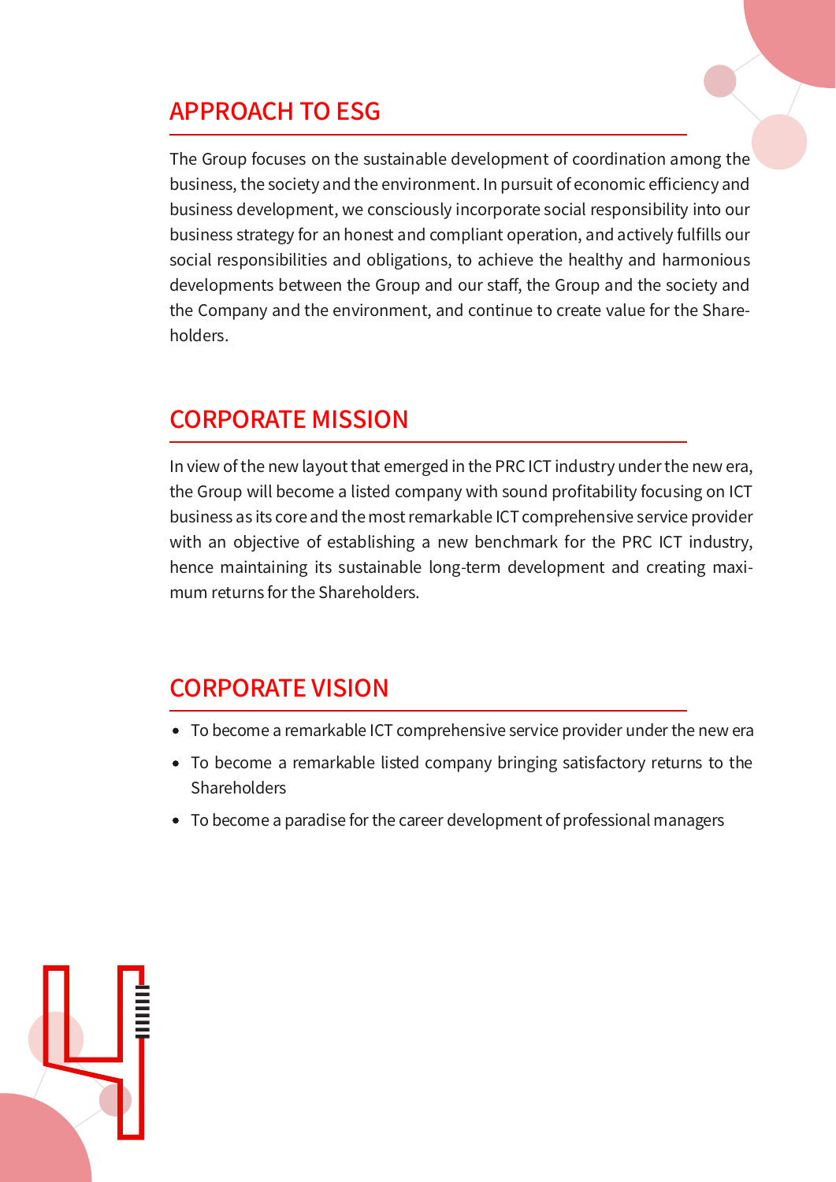## APPROACH TO ESG

The Group focuses on the sustainable development of coordination among the business, the society and the environment. In pursuit of economic efficiency and business development, we consciously incorporate social responsibility into our business strategy for an honest and compliant operation, and actively fulfills our social responsibilities and obligations, to achieve the healthy and harmonious developments between the Group and our staff, the Group and the society and the Company and the environment, and continue to create value for the Shareholders.

## CORPORATE MISSION

In view of the new layout that emerged in the PRC ICT industry under the new era, the Group will become a listed company with sound profitability focusing on ICT business as its core and the most remarkable ICT comprehensive service provider with an objective of establishing a new benchmark for the PRC ICT industry, hence maintaining its sustainable long-term development and creating maximum returns for the Shareholders.

## CORPORATE VISION

- To become a remarkable ICT comprehensive service provider under the new era
- To become a remarkable listed company bringing satisfactory returns to the Shareholders
- To become a paradise for the career development of professional managers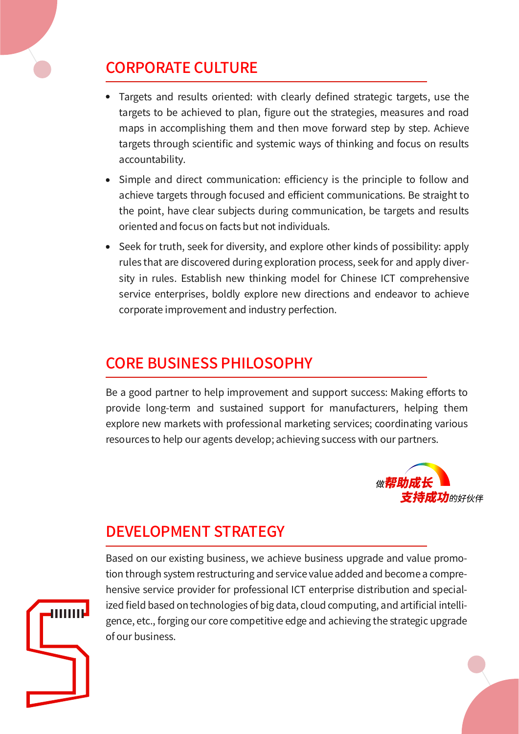## CORPORATE CULTURE

- Targets and results oriented: with clearly defined strategic targets, use the targets to be achieved to plan, figure out the strategies, measures and road maps in accomplishing them and then move forward step by step. Achieve targets through scientific and systemic ways of thinking and focus on results accountability.
- Simple and direct communication: efficiency is the principle to follow and achieve targets through focused and efficient communications. Be straight to the point, have clear subjects during communication, be targets and results oriented and focus on facts but not individuals.
- Seek for truth, seek for diversity, and explore other kinds of possibility: apply rules that are discovered during exploration process, seek for and apply diversity in rules. Establish new thinking model for Chinese ICT comprehensive service enterprises, boldly explore new directions and endeavor to achieve corporate improvement and industry perfection.

## CORE BUSINESS PHILOSOPHY

Be a good partner to help improvement and support success: Making efforts to provide long-term and sustained support for manufacturers, helping them explore new markets with professional marketing services; coordinating various resources to help our agents develop; achieving success with our partners.

做帮助成长
支持成功的好伙伴

## DEVELOPMENT STRATEGY

Based on our existing business, we achieve business upgrade and value promotion through system restructuring and service value added and become a comprehensive service provider for professional ICT enterprise distribution and specialized field based on technologies of big data, cloud computing, and artificial intelligence, etc., forging our core competitive edge and achieving the strategic upgrade of our business.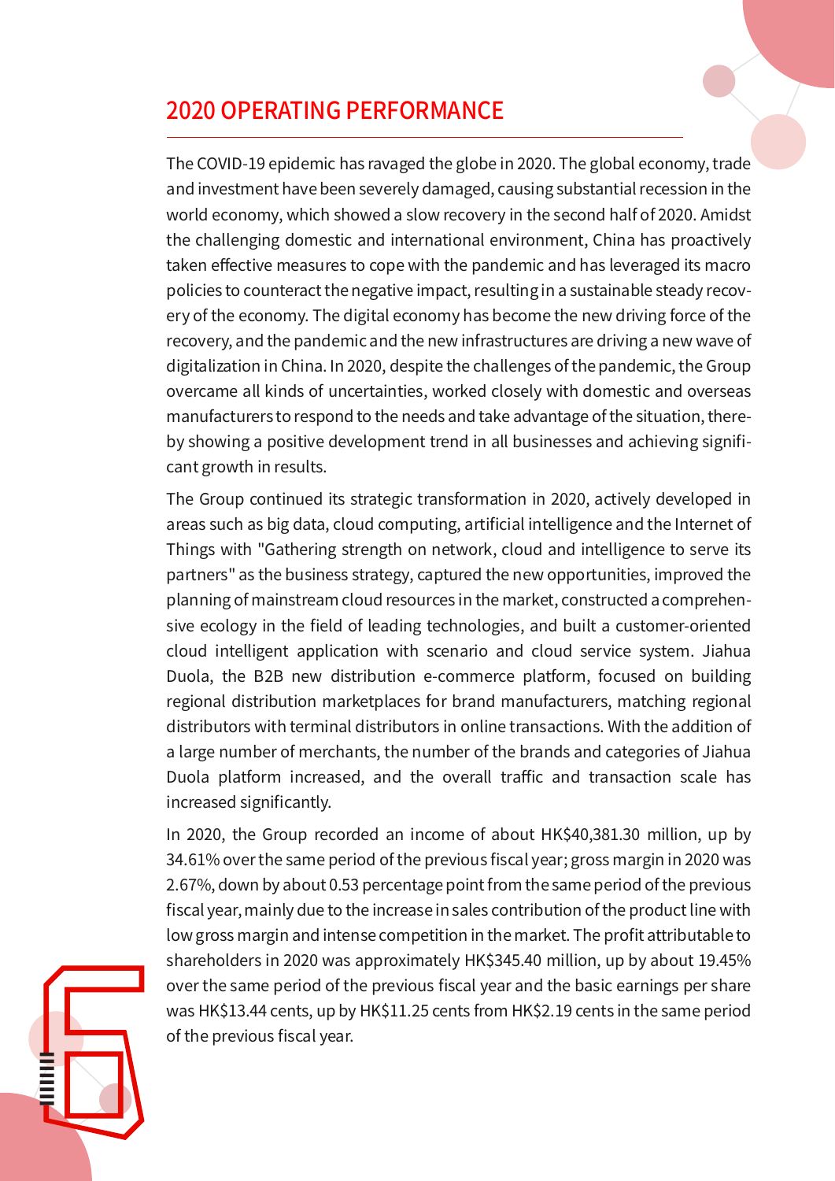# 2020 OPERATING PERFORMANCE

The COVID-19 epidemic has ravaged the globe in 2020. The global economy, trade and investment have been severely damaged, causing substantial recession in the world economy, which showed a slow recovery in the second half of 2020. Amidst the challenging domestic and international environment, China has proactively taken effective measures to cope with the pandemic and has leveraged its macro policies to counteract the negative impact, resulting in a sustainable steady recovery of the economy. The digital economy has become the new driving force of the recovery, and the pandemic and the new infrastructures are driving a new wave of digitalization in China. In 2020, despite the challenges of the pandemic, the Group overcame all kinds of uncertainties, worked closely with domestic and overseas manufacturers to respond to the needs and take advantage of the situation, thereby showing a positive development trend in all businesses and achieving significant growth in results.

The Group continued its strategic transformation in 2020, actively developed in areas such as big data, cloud computing, artificial intelligence and the Internet of Things with "Gathering strength on network, cloud and intelligence to serve its partners" as the business strategy, captured the new opportunities, improved the planning of mainstream cloud resources in the market, constructed a comprehensive ecology in the field of leading technologies, and built a customer-oriented cloud intelligent application with scenario and cloud service system. Jiahua Duola, the B2B new distribution e-commerce platform, focused on building regional distribution marketplaces for brand manufacturers, matching regional distributors with terminal distributors in online transactions. With the addition of a large number of merchants, the number of the brands and categories of Jiahua Duola platform increased, and the overall traffic and transaction scale has increased significantly.

In 2020, the Group recorded an income of about HK$40,381.30 million, up by 34.61% over the same period of the previous fiscal year; gross margin in 2020 was 2.67%, down by about 0.53 percentage point from the same period of the previous fiscal year, mainly due to the increase in sales contribution of the product line with low gross margin and intense competition in the market. The profit attributable to shareholders in 2020 was approximately HK$345.40 million, up by about 19.45% over the same period of the previous fiscal year and the basic earnings per share was HK$13.44 cents, up by HK$11.25 cents from HK$2.19 cents in the same period of the previous fiscal year.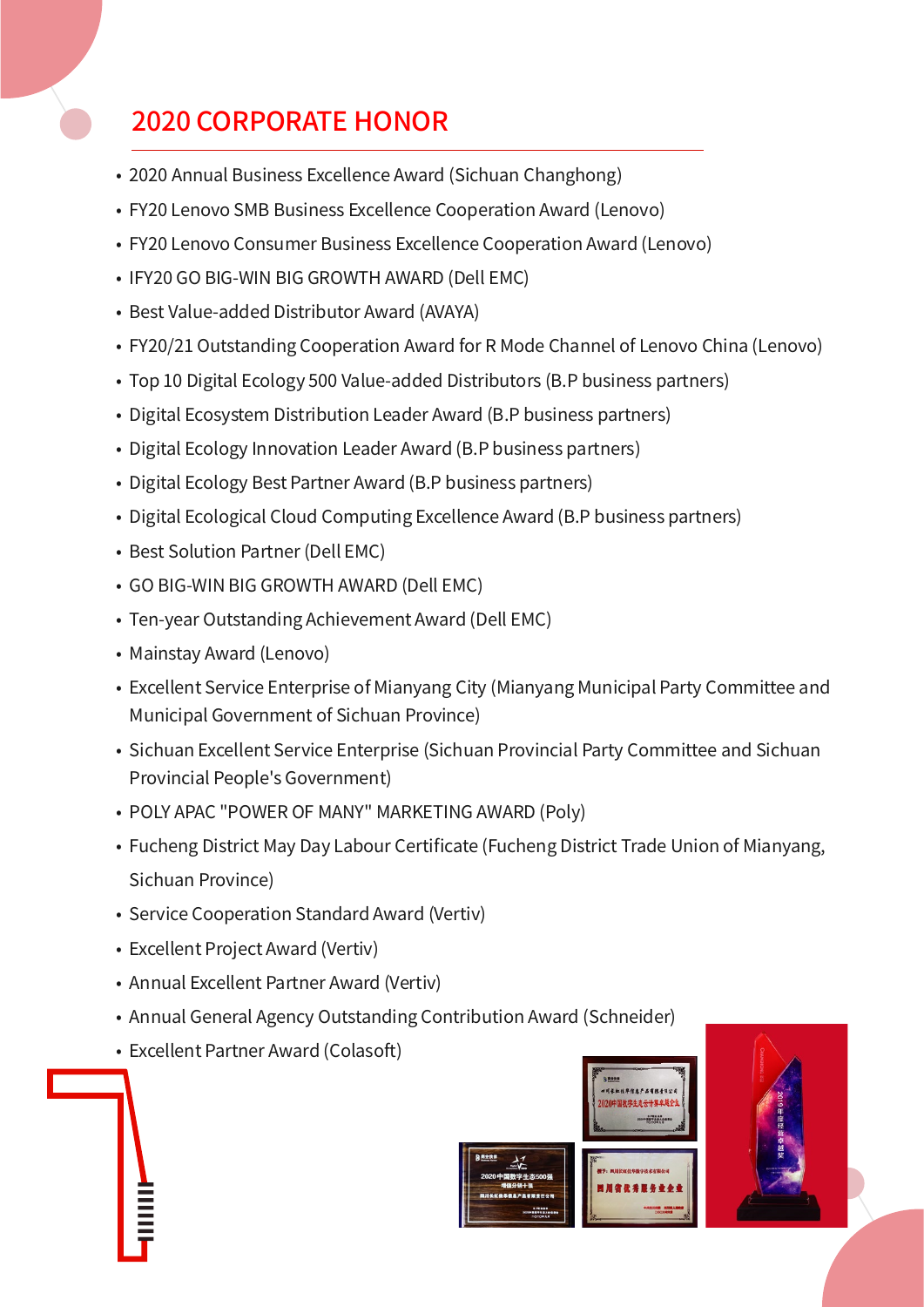# 2020 CORPORATE HONOR

- 2020 Annual Business Excellence Award (Sichuan Changhong)
- FY20 Lenovo SMB Business Excellence Cooperation Award (Lenovo)
- FY20 Lenovo Consumer Business Excellence Cooperation Award (Lenovo)
- IFY20 GO BIG-WIN BIG GROWTH AWARD (Dell EMC)
- Best Value-added Distributor Award (AVAYA)
- FY20/21 Outstanding Cooperation Award for R Mode Channel of Lenovo China (Lenovo)
- Top 10 Digital Ecology 500 Value-added Distributors (B.P business partners)
- Digital Ecosystem Distribution Leader Award (B.P business partners)
- Digital Ecology Innovation Leader Award (B.P business partners)
- Digital Ecology Best Partner Award (B.P business partners)
- Digital Ecological Cloud Computing Excellence Award (B.P business partners)
- Best Solution Partner (Dell EMC)
- GO BIG-WIN BIG GROWTH AWARD (Dell EMC)
- Ten-year Outstanding Achievement Award (Dell EMC)
- Mainstay Award (Lenovo)
- Excellent Service Enterprise of Mianyang City (Mianyang Municipal Party Committee and Municipal Government of Sichuan Province)
- Sichuan Excellent Service Enterprise (Sichuan Provincial Party Committee and Sichuan Provincial People's Government)
- POLY APAC "POWER OF MANY" MARKETING AWARD (Poly)
- Fucheng District May Day Labour Certificate (Fucheng District Trade Union of Mianyang, Sichuan Province)
- Service Cooperation Standard Award (Vertiv)
- Excellent Project Award (Vertiv)
- Annual Excellent Partner Award (Vertiv)
- Annual General Agency Outstanding Contribution Award (Schneider)
- Excellent Partner Award (Colasoft)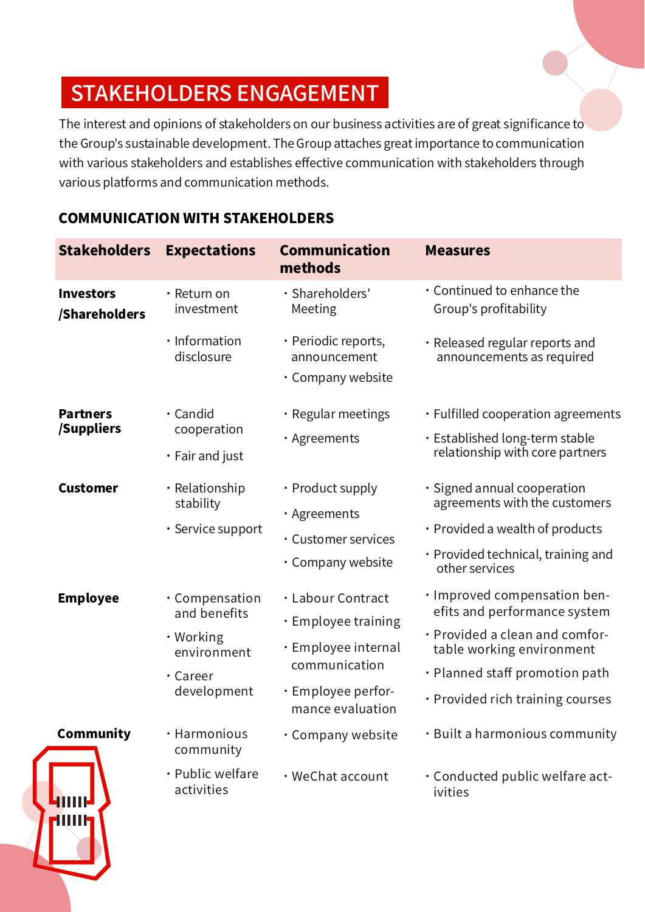# STAKEHOLDERS ENGAGEMENT

The interest and opinions of stakeholders on our business activities are of great significance to the Group's sustainable development. The Group attaches great importance to communication with various stakeholders and establishes effective communication with stakeholders through various platforms and communication methods.

## COMMUNICATION WITH STAKEHOLDERS

| Stakeholders | Expectations | Communication methods | Measures |
|---|---|---|---|
| **Investors /Shareholders** | · Return on investment<br>· Information disclosure | · Shareholders' Meeting<br>· Periodic reports, announcement<br>· Company website | · Continued to enhance the Group's profitability<br>· Released regular reports and announcements as required |
| **Partners /Suppliers** | · Candid cooperation<br>· Fair and just | · Regular meetings<br>· Agreements | · Fulfilled cooperation agreements<br>· Established long-term stable relationship with core partners |
| **Customer** | · Relationship stability<br>· Service support | · Product supply<br>· Agreements<br>· Customer services<br>· Company website | · Signed annual cooperation agreements with the customers<br>· Provided a wealth of products<br>· Provided technical, training and other services |
| **Employee** | · Compensation and benefits<br>· Working environment<br>· Career development | · Labour Contract<br>· Employee training<br>· Employee internal communication<br>· Employee performance evaluation | · Improved compensation benefits and performance system<br>· Provided a clean and comfortable working environment<br>· Planned staff promotion path<br>· Provided rich training courses |
| **Community** | · Harmonious community<br>· Public welfare activities | · Company website<br>· WeChat account | · Built a harmonious community<br>· Conducted public welfare activities |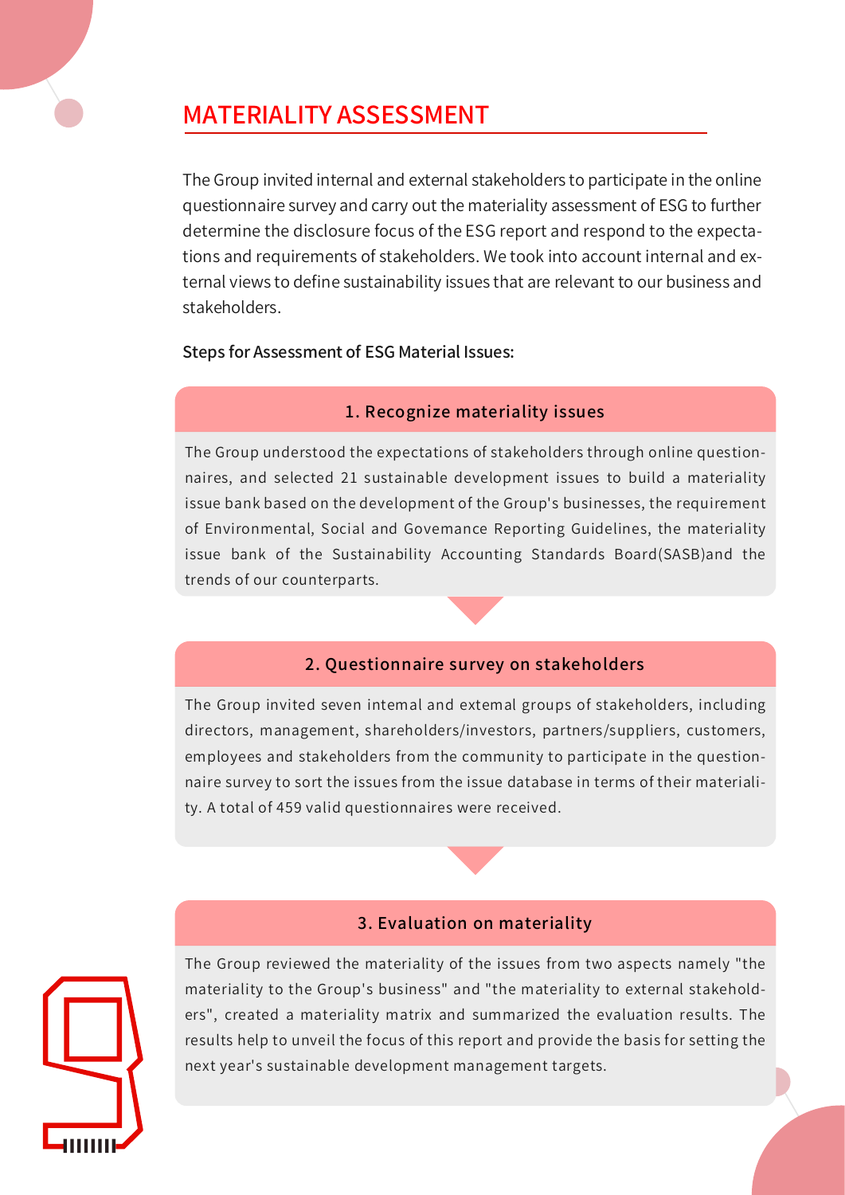## MATERIALITY ASSESSMENT

The Group invited internal and external stakeholders to participate in the online questionnaire survey and carry out the materiality assessment of ESG to further determine the disclosure focus of the ESG report and respond to the expectations and requirements of stakeholders. We took into account internal and external views to define sustainability issues that are relevant to our business and stakeholders.

**Steps for Assessment of ESG Material Issues:**

### 1. Recognize materiality issues

The Group understood the expectations of stakeholders through online questionnaires, and selected 21 sustainable development issues to build a materiality issue bank based on the development of the Group's businesses, the requirement of Environmental, Social and Govemance Reporting Guidelines, the materiality issue bank of the Sustainability Accounting Standards Board(SASB)and the trends of our counterparts.

### 2. Questionnaire survey on stakeholders

The Group invited seven intemal and extemal groups of stakeholders, including directors, management, shareholders/investors, partners/suppliers, customers, employees and stakeholders from the community to participate in the questionnaire survey to sort the issues from the issue database in terms of their materiality. A total of 459 valid questionnaires were received.

### 3. Evaluation on materiality

The Group reviewed the materiality of the issues from two aspects namely "the materiality to the Group's business" and "the materiality to external stakeholders", created a materiality matrix and summarized the evaluation results. The results help to unveil the focus of this report and provide the basis for setting the next year's sustainable development management targets.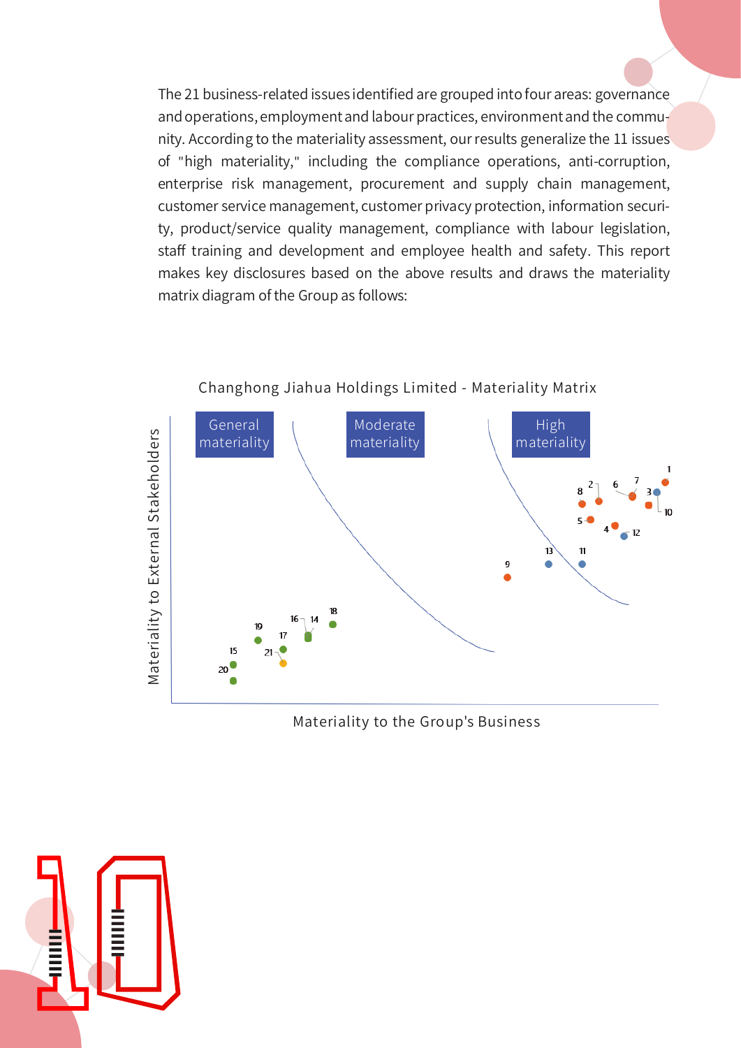The 21 business-related issues identified are grouped into four areas: governance and operations, employment and labour practices, environment and the community. According to the materiality assessment, our results generalize the 11 issues of "high materiality," including the compliance operations, anti-corruption, enterprise risk management, procurement and supply chain management, customer service management, customer privacy protection, information security, product/service quality management, compliance with labour legislation, staff training and development and employee health and safety. This report makes key disclosures based on the above results and draws the materiality matrix diagram of the Group as follows:

Changhong Jiahua Holdings Limited - Materiality Matrix

General materiality

Moderate materiality

High materiality

Materiality to External Stakeholders

Materiality to the Group's Business

1, 2, 3, 4, 5, 6, 7, 8, 9, 10, 11, 12, 13, 14, 15, 16, 17, 18, 19, 20, 21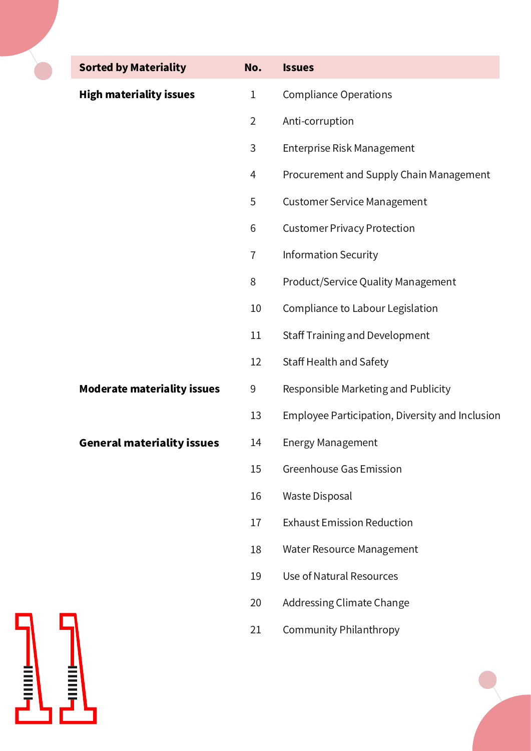| Sorted by Materiality | No. | Issues |
| --- | --- | --- |
| **High materiality issues** | 1 | Compliance Operations |
| | 2 | Anti-corruption |
| | 3 | Enterprise Risk Management |
| | 4 | Procurement and Supply Chain Management |
| | 5 | Customer Service Management |
| | 6 | Customer Privacy Protection |
| | 7 | Information Security |
| | 8 | Product/Service Quality Management |
| | 10 | Compliance to Labour Legislation |
| | 11 | Staff Training and Development |
| | 12 | Staff Health and Safety |
| **Moderate materiality issues** | 9 | Responsible Marketing and Publicity |
| | 13 | Employee Participation, Diversity and Inclusion |
| **General materiality issues** | 14 | Energy Management |
| | 15 | Greenhouse Gas Emission |
| | 16 | Waste Disposal |
| | 17 | Exhaust Emission Reduction |
| | 18 | Water Resource Management |
| | 19 | Use of Natural Resources |
| | 20 | Addressing Climate Change |
| | 21 | Community Philanthropy |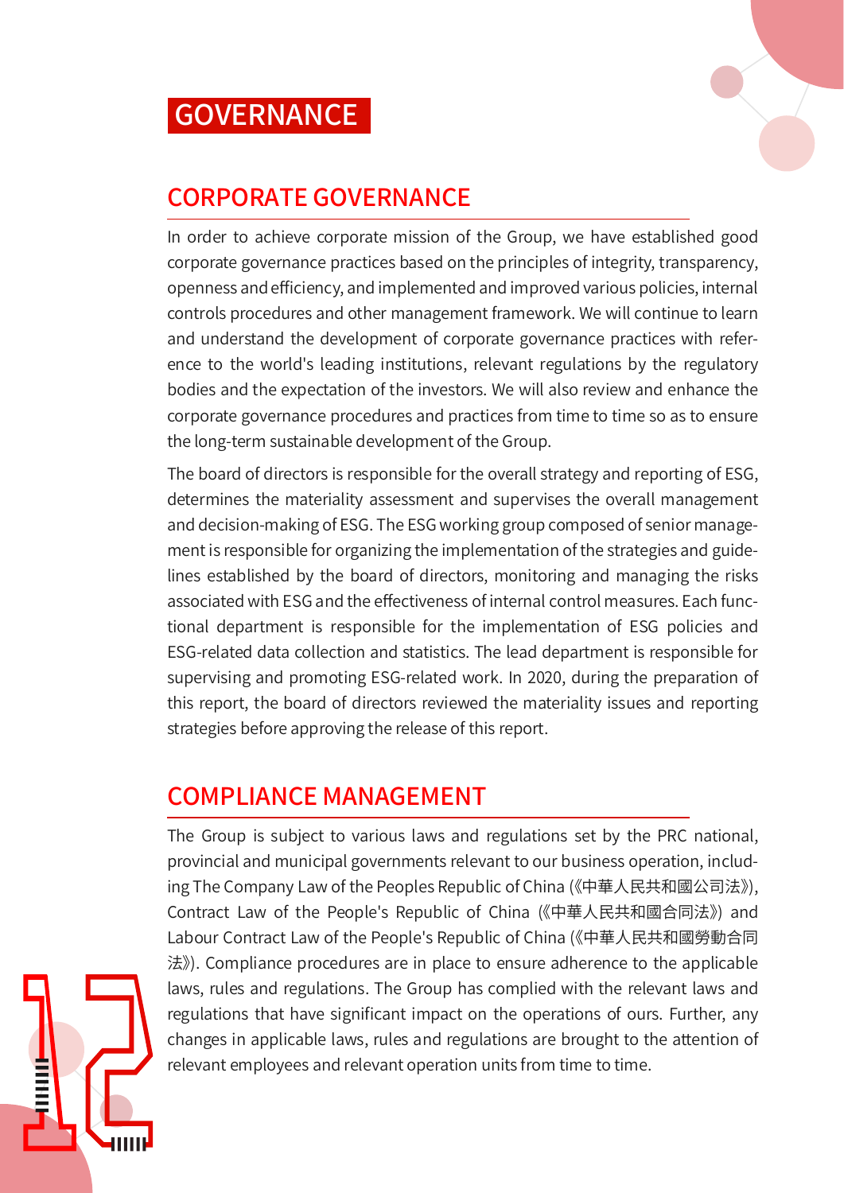# GOVERNANCE

## CORPORATE GOVERNANCE

In order to achieve corporate mission of the Group, we have established good corporate governance practices based on the principles of integrity, transparency, openness and efficiency, and implemented and improved various policies, internal controls procedures and other management framework. We will continue to learn and understand the development of corporate governance practices with reference to the world's leading institutions, relevant regulations by the regulatory bodies and the expectation of the investors. We will also review and enhance the corporate governance procedures and practices from time to time so as to ensure the long-term sustainable development of the Group.

The board of directors is responsible for the overall strategy and reporting of ESG, determines the materiality assessment and supervises the overall management and decision-making of ESG. The ESG working group composed of senior management is responsible for organizing the implementation of the strategies and guidelines established by the board of directors, monitoring and managing the risks associated with ESG and the effectiveness of internal control measures. Each functional department is responsible for the implementation of ESG policies and ESG-related data collection and statistics. The lead department is responsible for supervising and promoting ESG-related work. In 2020, during the preparation of this report, the board of directors reviewed the materiality issues and reporting strategies before approving the release of this report.

## COMPLIANCE MANAGEMENT

The Group is subject to various laws and regulations set by the PRC national, provincial and municipal governments relevant to our business operation, including The Company Law of the Peoples Republic of China (《中華人民共和國公司法》), Contract Law of the People's Republic of China (《中華人民共和國合同法》) and Labour Contract Law of the People's Republic of China (《中華人民共和國勞動合同法》). Compliance procedures are in place to ensure adherence to the applicable laws, rules and regulations. The Group has complied with the relevant laws and regulations that have significant impact on the operations of ours. Further, any changes in applicable laws, rules and regulations are brought to the attention of relevant employees and relevant operation units from time to time.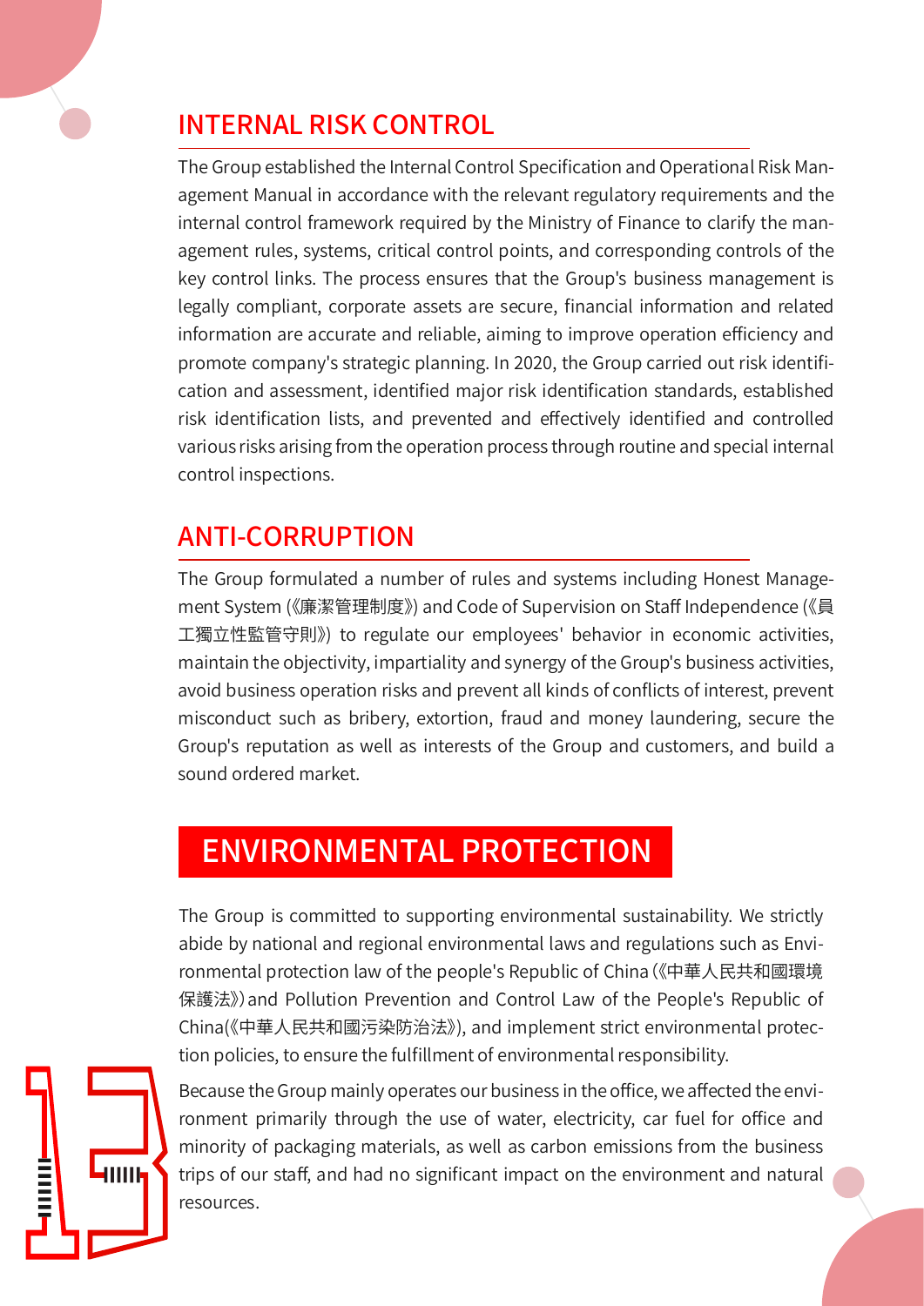## INTERNAL RISK CONTROL

The Group established the Internal Control Specification and Operational Risk Management Manual in accordance with the relevant regulatory requirements and the internal control framework required by the Ministry of Finance to clarify the management rules, systems, critical control points, and corresponding controls of the key control links. The process ensures that the Group's business management is legally compliant, corporate assets are secure, financial information and related information are accurate and reliable, aiming to improve operation efficiency and promote company's strategic planning. In 2020, the Group carried out risk identification and assessment, identified major risk identification standards, established risk identification lists, and prevented and effectively identified and controlled various risks arising from the operation process through routine and special internal control inspections.

## ANTI-CORRUPTION

The Group formulated a number of rules and systems including Honest Management System (《廉潔管理制度》) and Code of Supervision on Staff Independence (《員工獨立性監管守則》) to regulate our employees' behavior in economic activities, maintain the objectivity, impartiality and synergy of the Group's business activities, avoid business operation risks and prevent all kinds of conflicts of interest, prevent misconduct such as bribery, extortion, fraud and money laundering, secure the Group's reputation as well as interests of the Group and customers, and build a sound ordered market.

# ENVIRONMENTAL PROTECTION

The Group is committed to supporting environmental sustainability. We strictly abide by national and regional environmental laws and regulations such as Environmental protection law of the people's Republic of China (《中華人民共和國環境保護法》) and Pollution Prevention and Control Law of the People's Republic of China(《中華人民共和國污染防治法》), and implement strict environmental protection policies, to ensure the fulfillment of environmental responsibility.

Because the Group mainly operates our business in the office, we affected the environment primarily through the use of water, electricity, car fuel for office and minority of packaging materials, as well as carbon emissions from the business trips of our staff, and had no significant impact on the environment and natural resources.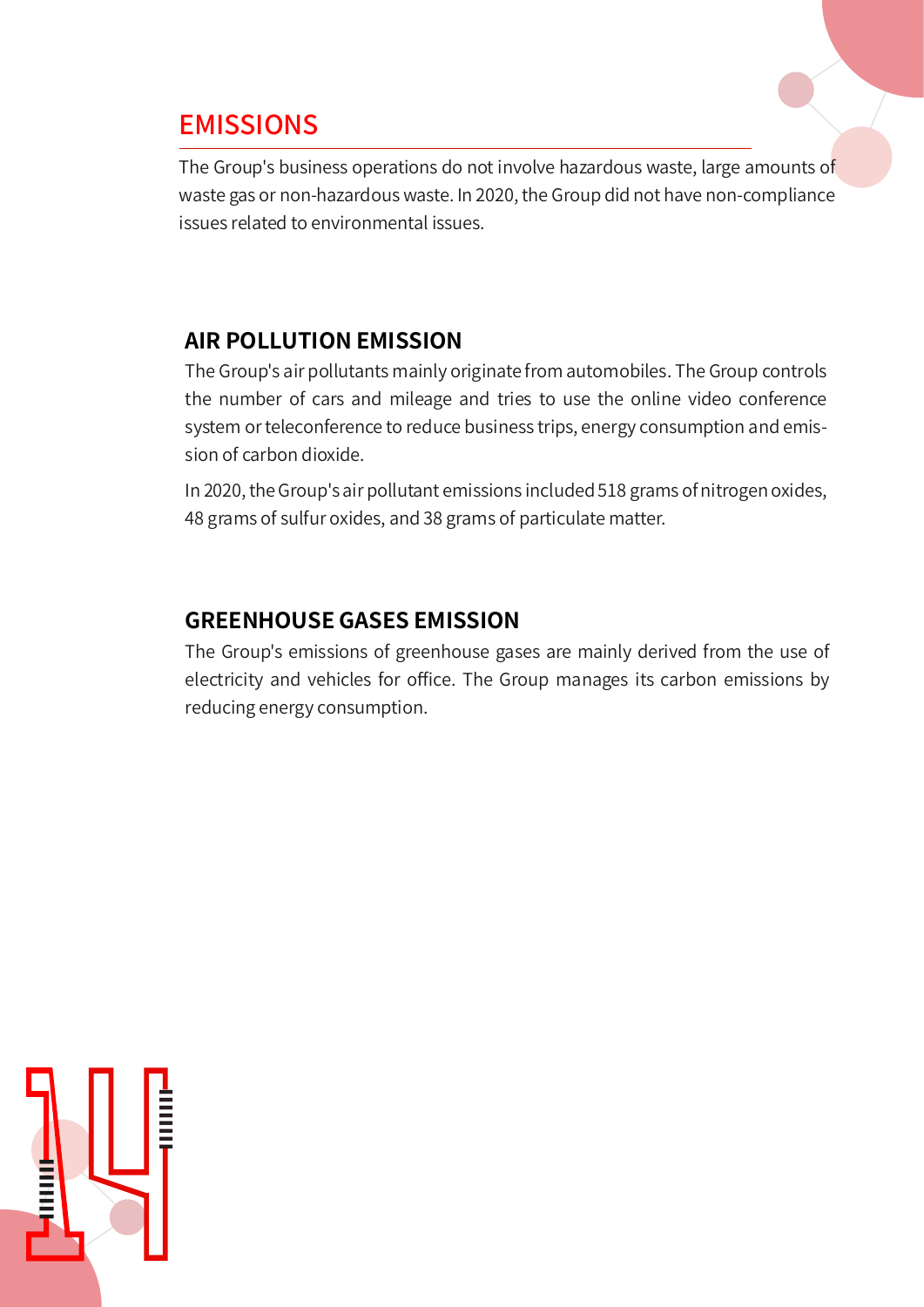## EMISSIONS

The Group's business operations do not involve hazardous waste, large amounts of waste gas or non-hazardous waste. In 2020, the Group did not have non-compliance issues related to environmental issues.

### AIR POLLUTION EMISSION

The Group's air pollutants mainly originate from automobiles. The Group controls the number of cars and mileage and tries to use the online video conference system or teleconference to reduce business trips, energy consumption and emission of carbon dioxide.

In 2020, the Group's air pollutant emissions included 518 grams of nitrogen oxides, 48 grams of sulfur oxides, and 38 grams of particulate matter.

### GREENHOUSE GASES EMISSION

The Group's emissions of greenhouse gases are mainly derived from the use of electricity and vehicles for office. The Group manages its carbon emissions by reducing energy consumption.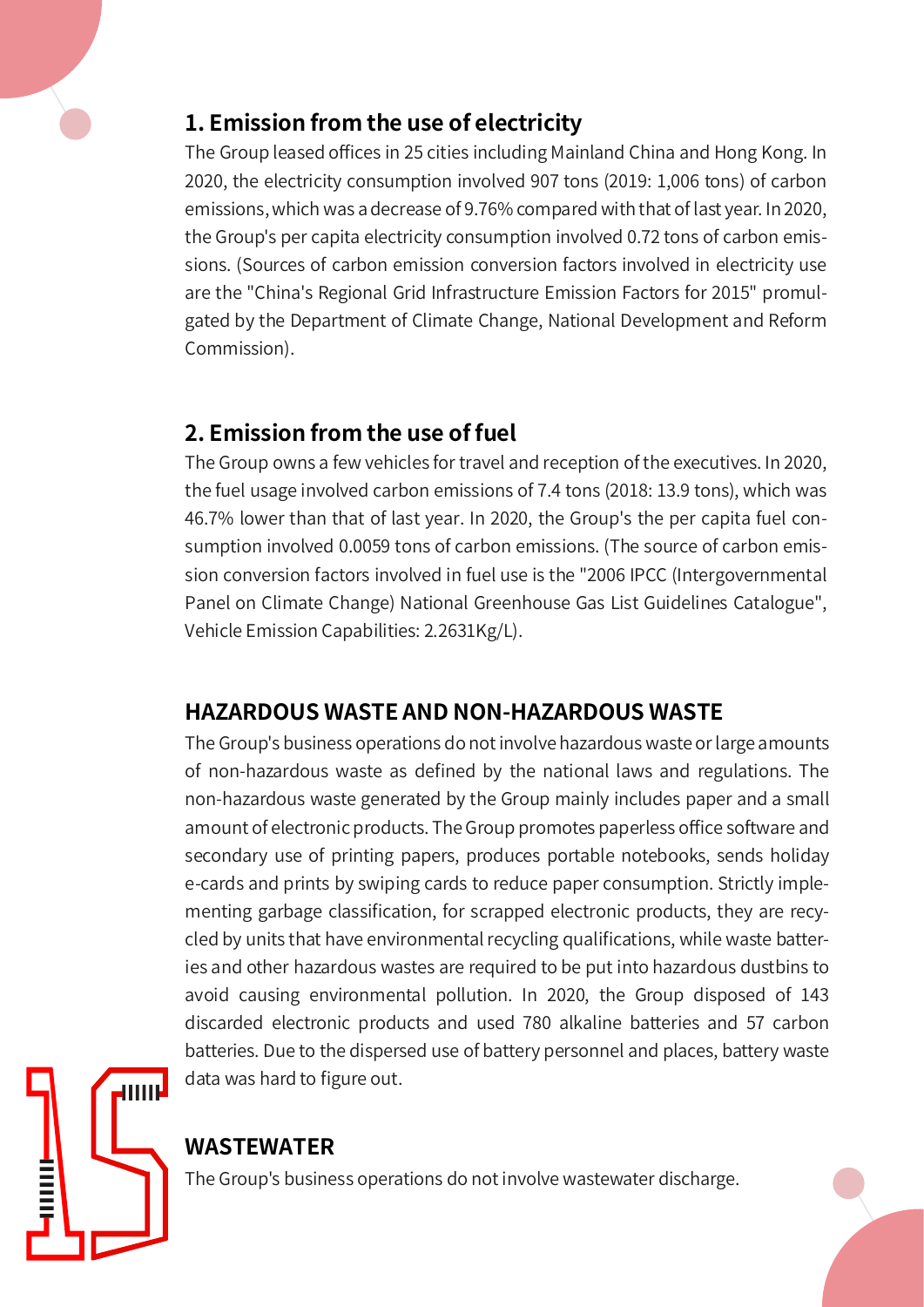### 1. Emission from the use of electricity

The Group leased offices in 25 cities including Mainland China and Hong Kong. In 2020, the electricity consumption involved 907 tons (2019: 1,006 tons) of carbon emissions, which was a decrease of 9.76% compared with that of last year. In 2020, the Group's per capita electricity consumption involved 0.72 tons of carbon emissions. (Sources of carbon emission conversion factors involved in electricity use are the "China's Regional Grid Infrastructure Emission Factors for 2015" promulgated by the Department of Climate Change, National Development and Reform Commission).

### 2. Emission from the use of fuel

The Group owns a few vehicles for travel and reception of the executives. In 2020, the fuel usage involved carbon emissions of 7.4 tons (2018: 13.9 tons), which was 46.7% lower than that of last year. In 2020, the Group's the per capita fuel consumption involved 0.0059 tons of carbon emissions. (The source of carbon emission conversion factors involved in fuel use is the "2006 IPCC (Intergovernmental Panel on Climate Change) National Greenhouse Gas List Guidelines Catalogue", Vehicle Emission Capabilities: 2.2631Kg/L).

## HAZARDOUS WASTE AND NON-HAZARDOUS WASTE

The Group's business operations do not involve hazardous waste or large amounts of non-hazardous waste as defined by the national laws and regulations. The non-hazardous waste generated by the Group mainly includes paper and a small amount of electronic products. The Group promotes paperless office software and secondary use of printing papers, produces portable notebooks, sends holiday e-cards and prints by swiping cards to reduce paper consumption. Strictly implementing garbage classification, for scrapped electronic products, they are recycled by units that have environmental recycling qualifications, while waste batteries and other hazardous wastes are required to be put into hazardous dustbins to avoid causing environmental pollution. In 2020, the Group disposed of 143 discarded electronic products and used 780 alkaline batteries and 57 carbon batteries. Due to the dispersed use of battery personnel and places, battery waste data was hard to figure out.

## WASTEWATER

The Group's business operations do not involve wastewater discharge.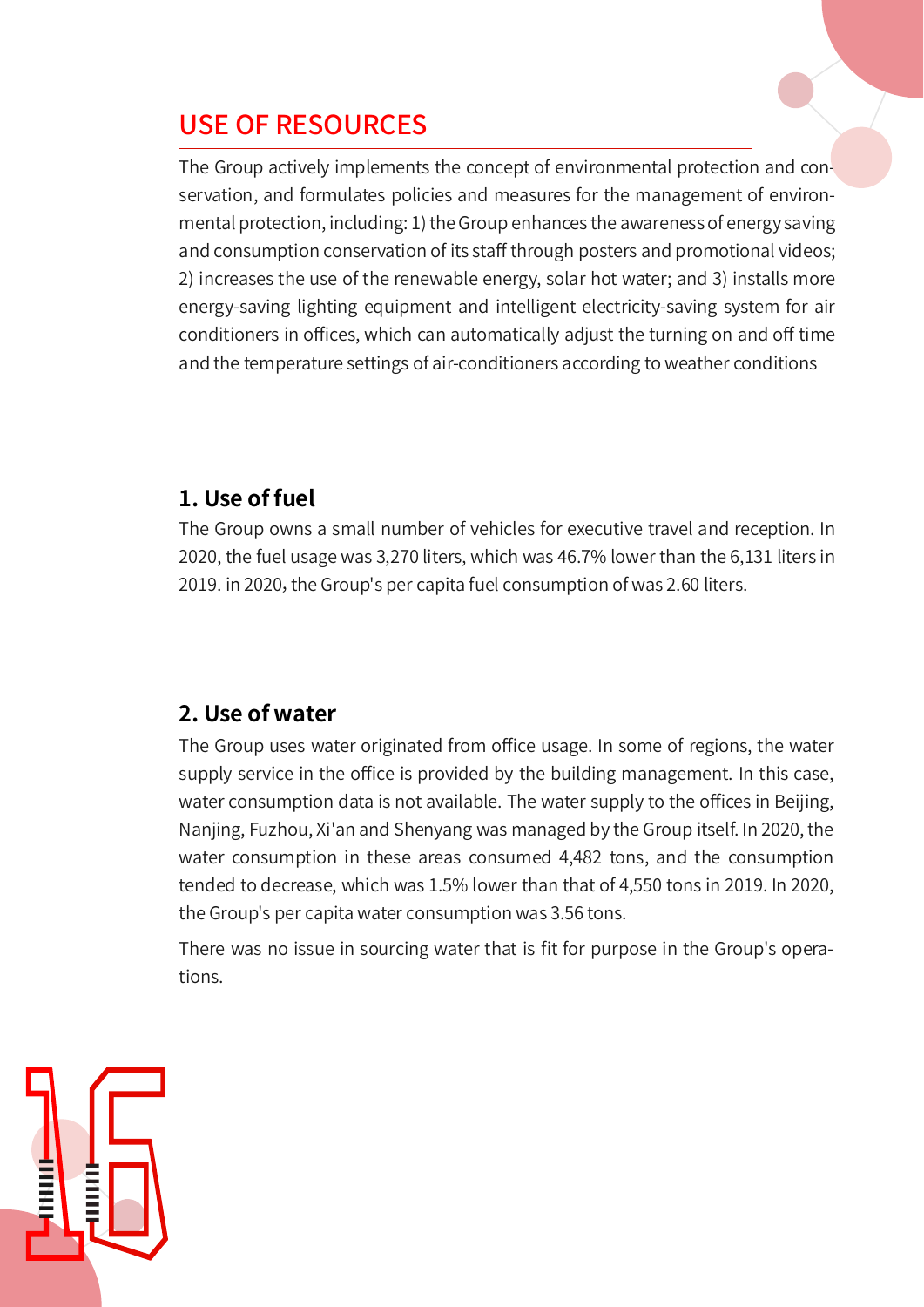## USE OF RESOURCES

The Group actively implements the concept of environmental protection and conservation, and formulates policies and measures for the management of environmental protection, including: 1) the Group enhances the awareness of energy saving and consumption conservation of its staff through posters and promotional videos; 2) increases the use of the renewable energy, solar hot water; and 3) installs more energy-saving lighting equipment and intelligent electricity-saving system for air conditioners in offices, which can automatically adjust the turning on and off time and the temperature settings of air-conditioners according to weather conditions

### 1. Use of fuel

The Group owns a small number of vehicles for executive travel and reception. In 2020, the fuel usage was 3,270 liters, which was 46.7% lower than the 6,131 liters in 2019. in 2020, the Group's per capita fuel consumption of was 2.60 liters.

### 2. Use of water

The Group uses water originated from office usage. In some of regions, the water supply service in the office is provided by the building management. In this case, water consumption data is not available. The water supply to the offices in Beijing, Nanjing, Fuzhou, Xi'an and Shenyang was managed by the Group itself. In 2020, the water consumption in these areas consumed 4,482 tons, and the consumption tended to decrease, which was 1.5% lower than that of 4,550 tons in 2019. In 2020, the Group's per capita water consumption was 3.56 tons.

There was no issue in sourcing water that is fit for purpose in the Group's operations.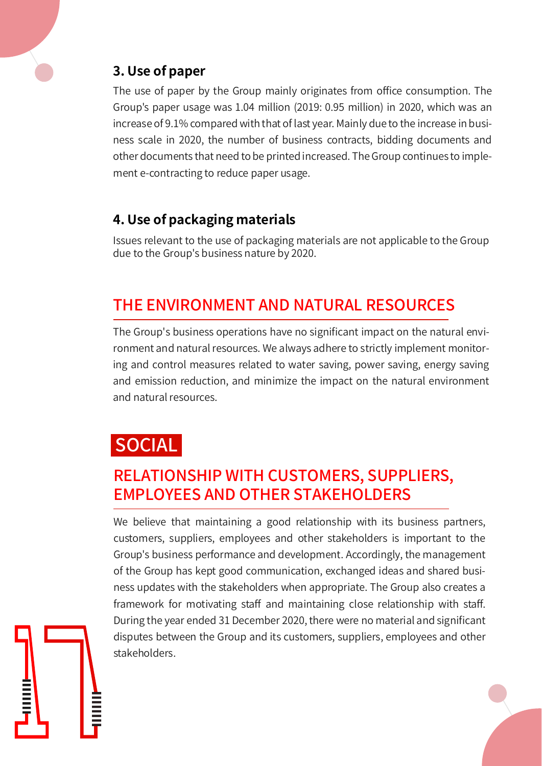### 3. Use of paper

The use of paper by the Group mainly originates from office consumption. The Group's paper usage was 1.04 million (2019: 0.95 million) in 2020, which was an increase of 9.1% compared with that of last year. Mainly due to the increase in business scale in 2020, the number of business contracts, bidding documents and other documents that need to be printed increased. The Group continues to implement e-contracting to reduce paper usage.

### 4. Use of packaging materials

Issues relevant to the use of packaging materials are not applicable to the Group due to the Group's business nature by 2020.

## THE ENVIRONMENT AND NATURAL RESOURCES

The Group's business operations have no significant impact on the natural environment and natural resources. We always adhere to strictly implement monitoring and control measures related to water saving, power saving, energy saving and emission reduction, and minimize the impact on the natural environment and natural resources.

# SOCIAL

## RELATIONSHIP WITH CUSTOMERS, SUPPLIERS, EMPLOYEES AND OTHER STAKEHOLDERS

We believe that maintaining a good relationship with its business partners, customers, suppliers, employees and other stakeholders is important to the Group's business performance and development. Accordingly, the management of the Group has kept good communication, exchanged ideas and shared business updates with the stakeholders when appropriate. The Group also creates a framework for motivating staff and maintaining close relationship with staff. During the year ended 31 December 2020, there were no material and significant disputes between the Group and its customers, suppliers, employees and other stakeholders.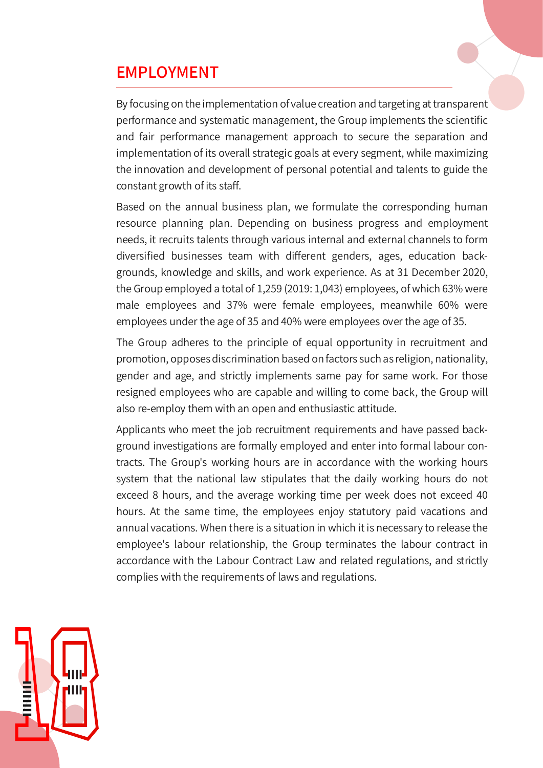# EMPLOYMENT

By focusing on the implementation of value creation and targeting at transparent performance and systematic management, the Group implements the scientific and fair performance management approach to secure the separation and implementation of its overall strategic goals at every segment, while maximizing the innovation and development of personal potential and talents to guide the constant growth of its staff.

Based on the annual business plan, we formulate the corresponding human resource planning plan. Depending on business progress and employment needs, it recruits talents through various internal and external channels to form diversified businesses team with different genders, ages, education backgrounds, knowledge and skills, and work experience. As at 31 December 2020, the Group employed a total of 1,259 (2019: 1,043) employees, of which 63% were male employees and 37% were female employees, meanwhile 60% were employees under the age of 35 and 40% were employees over the age of 35.

The Group adheres to the principle of equal opportunity in recruitment and promotion, opposes discrimination based on factors such as religion, nationality, gender and age, and strictly implements same pay for same work. For those resigned employees who are capable and willing to come back, the Group will also re-employ them with an open and enthusiastic attitude.

Applicants who meet the job recruitment requirements and have passed background investigations are formally employed and enter into formal labour contracts. The Group's working hours are in accordance with the working hours system that the national law stipulates that the daily working hours do not exceed 8 hours, and the average working time per week does not exceed 40 hours. At the same time, the employees enjoy statutory paid vacations and annual vacations. When there is a situation in which it is necessary to release the employee's labour relationship, the Group terminates the labour contract in accordance with the Labour Contract Law and related regulations, and strictly complies with the requirements of laws and regulations.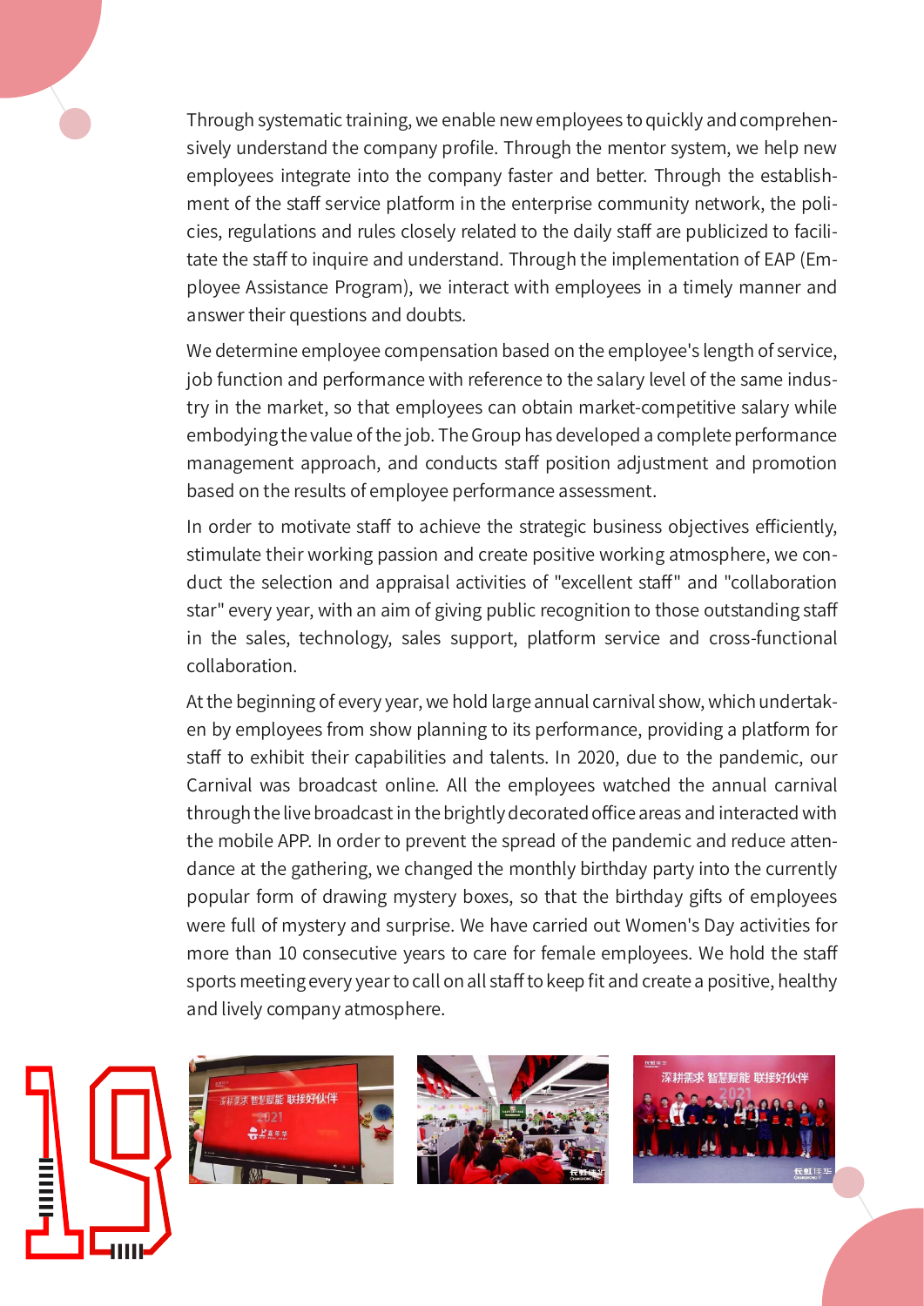Through systematic training, we enable new employees to quickly and comprehensively understand the company profile. Through the mentor system, we help new employees integrate into the company faster and better. Through the establishment of the staff service platform in the enterprise community network, the policies, regulations and rules closely related to the daily staff are publicized to facilitate the staff to inquire and understand. Through the implementation of EAP (Employee Assistance Program), we interact with employees in a timely manner and answer their questions and doubts.

We determine employee compensation based on the employee's length of service, job function and performance with reference to the salary level of the same industry in the market, so that employees can obtain market-competitive salary while embodying the value of the job. The Group has developed a complete performance management approach, and conducts staff position adjustment and promotion based on the results of employee performance assessment.

In order to motivate staff to achieve the strategic business objectives efficiently, stimulate their working passion and create positive working atmosphere, we conduct the selection and appraisal activities of "excellent staff" and "collaboration star" every year, with an aim of giving public recognition to those outstanding staff in the sales, technology, sales support, platform service and cross-functional collaboration.

At the beginning of every year, we hold large annual carnival show, which undertaken by employees from show planning to its performance, providing a platform for staff to exhibit their capabilities and talents. In 2020, due to the pandemic, our Carnival was broadcast online. All the employees watched the annual carnival through the live broadcast in the brightly decorated office areas and interacted with the mobile APP. In order to prevent the spread of the pandemic and reduce attendance at the gathering, we changed the monthly birthday party into the currently popular form of drawing mystery boxes, so that the birthday gifts of employees were full of mystery and surprise. We have carried out Women's Day activities for more than 10 consecutive years to care for female employees. We hold the staff sports meeting every year to call on all staff to keep fit and create a positive, healthy and lively company atmosphere.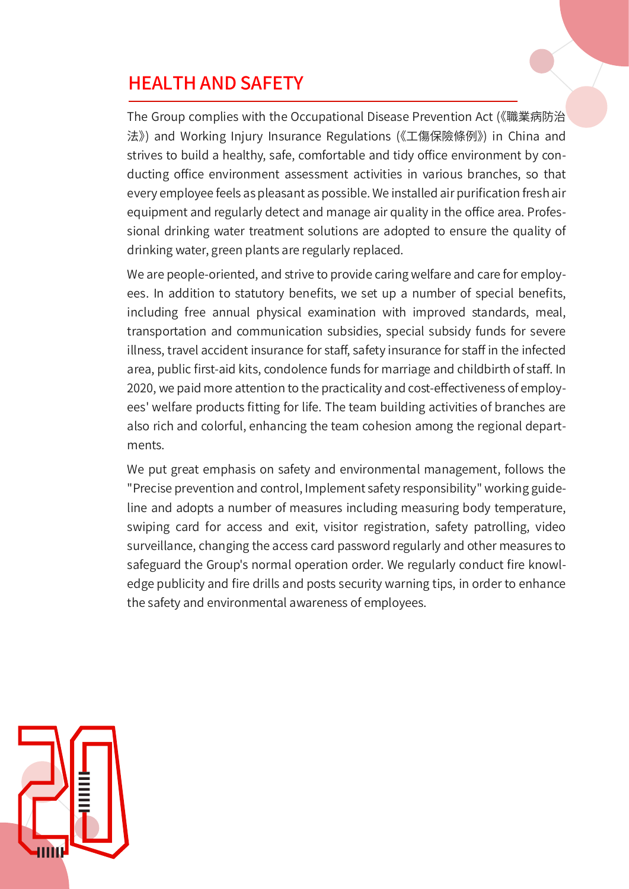## HEALTH AND SAFETY

The Group complies with the Occupational Disease Prevention Act (《職業病防治法》) and Working Injury Insurance Regulations (《工傷保險條例》) in China and strives to build a healthy, safe, comfortable and tidy office environment by conducting office environment assessment activities in various branches, so that every employee feels as pleasant as possible. We installed air purification fresh air equipment and regularly detect and manage air quality in the office area. Professional drinking water treatment solutions are adopted to ensure the quality of drinking water, green plants are regularly replaced.

We are people-oriented, and strive to provide caring welfare and care for employees. In addition to statutory benefits, we set up a number of special benefits, including free annual physical examination with improved standards, meal, transportation and communication subsidies, special subsidy funds for severe illness, travel accident insurance for staff, safety insurance for staff in the infected area, public first-aid kits, condolence funds for marriage and childbirth of staff. In 2020, we paid more attention to the practicality and cost-effectiveness of employees' welfare products fitting for life. The team building activities of branches are also rich and colorful, enhancing the team cohesion among the regional departments.

We put great emphasis on safety and environmental management, follows the "Precise prevention and control, Implement safety responsibility" working guideline and adopts a number of measures including measuring body temperature, swiping card for access and exit, visitor registration, safety patrolling, video surveillance, changing the access card password regularly and other measures to safeguard the Group's normal operation order. We regularly conduct fire knowledge publicity and fire drills and posts security warning tips, in order to enhance the safety and environmental awareness of employees.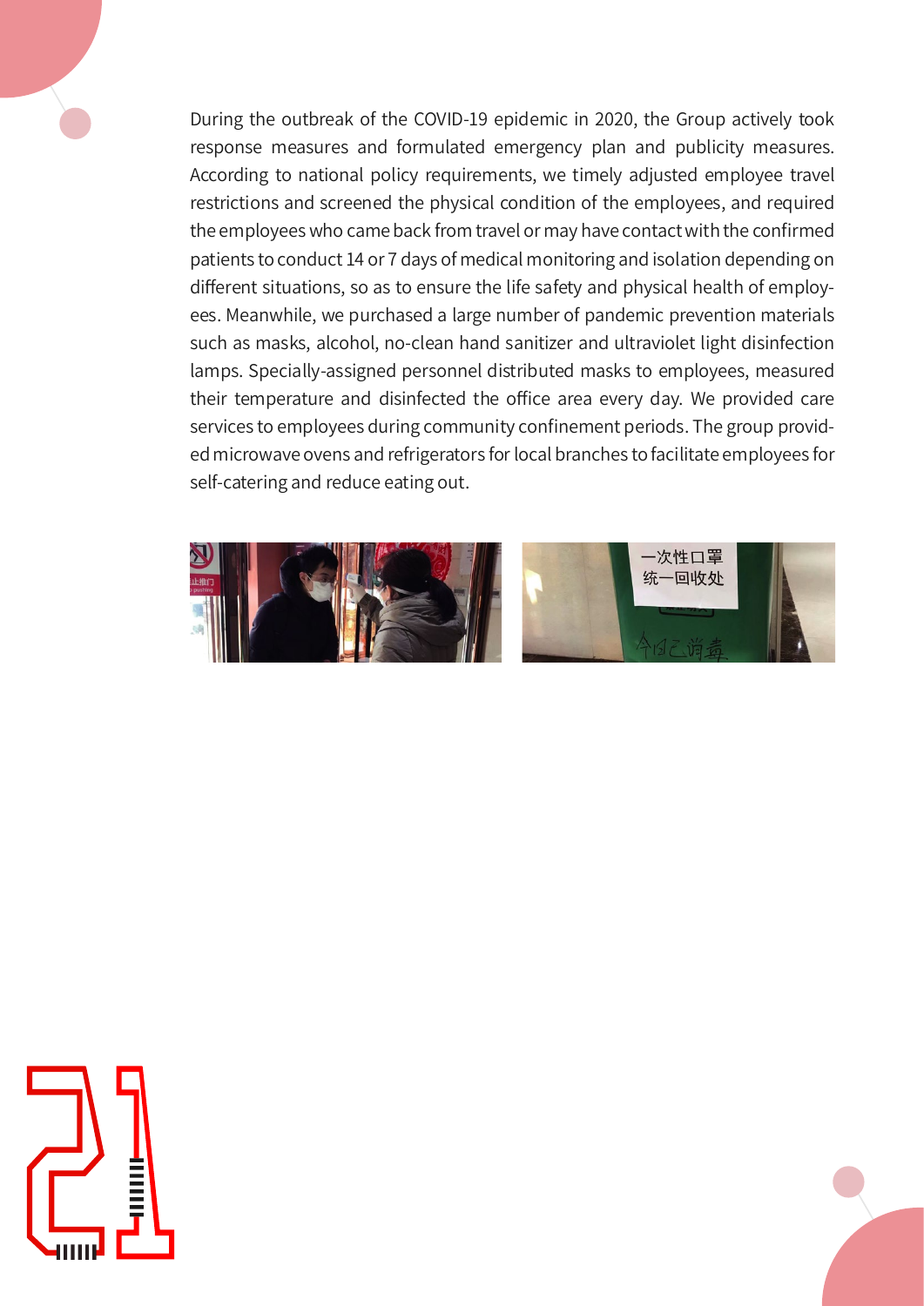During the outbreak of the COVID-19 epidemic in 2020, the Group actively took response measures and formulated emergency plan and publicity measures. According to national policy requirements, we timely adjusted employee travel restrictions and screened the physical condition of the employees, and required the employees who came back from travel or may have contact with the confirmed patients to conduct 14 or 7 days of medical monitoring and isolation depending on different situations, so as to ensure the life safety and physical health of employees. Meanwhile, we purchased a large number of pandemic prevention materials such as masks, alcohol, no-clean hand sanitizer and ultraviolet light disinfection lamps. Specially-assigned personnel distributed masks to employees, measured their temperature and disinfected the office area every day. We provided care services to employees during community confinement periods. The group provided microwave ovens and refrigerators for local branches to facilitate employees for self-catering and reduce eating out.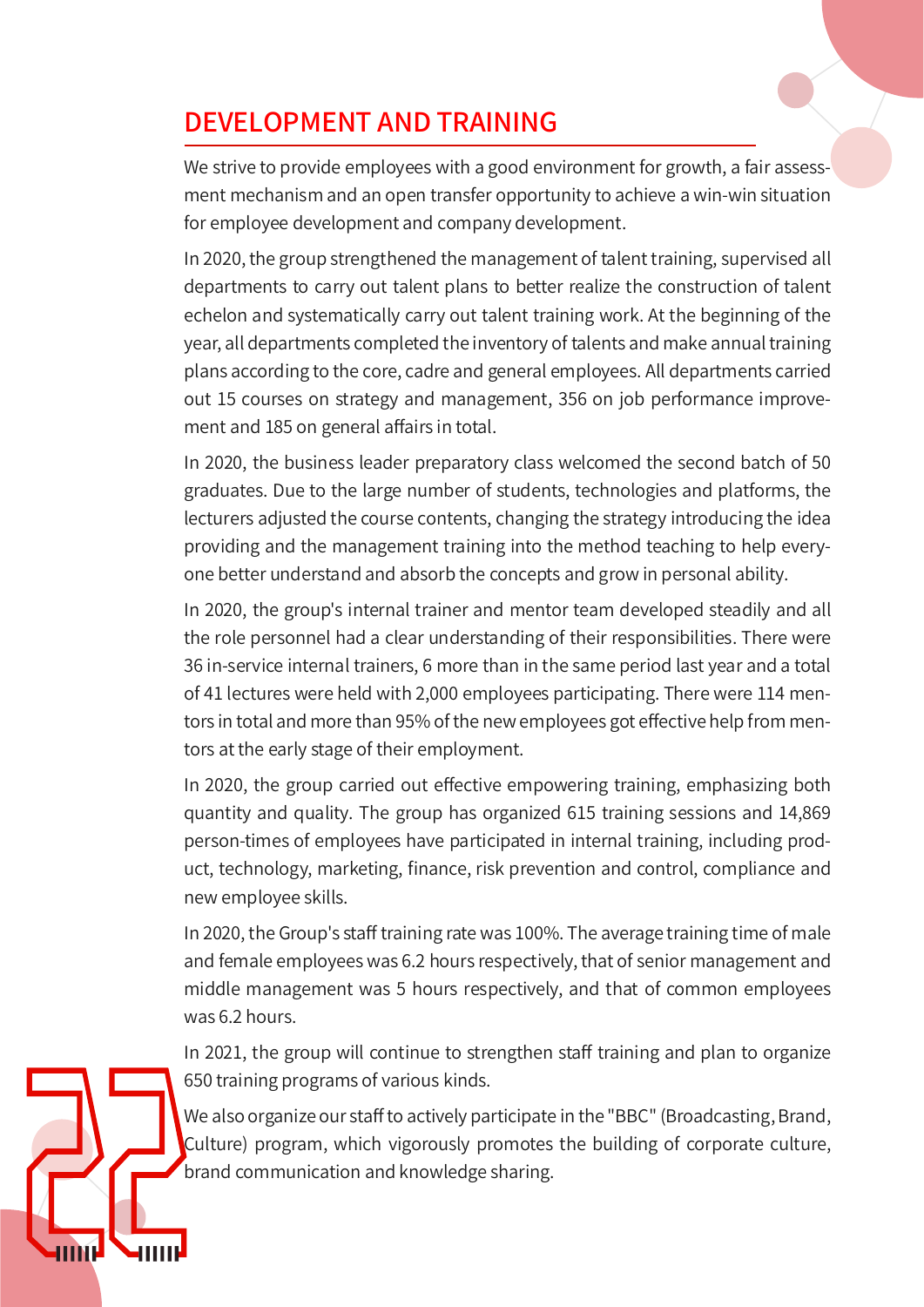## DEVELOPMENT AND TRAINING

We strive to provide employees with a good environment for growth, a fair assessment mechanism and an open transfer opportunity to achieve a win-win situation for employee development and company development.

In 2020, the group strengthened the management of talent training, supervised all departments to carry out talent plans to better realize the construction of talent echelon and systematically carry out talent training work. At the beginning of the year, all departments completed the inventory of talents and make annual training plans according to the core, cadre and general employees. All departments carried out 15 courses on strategy and management, 356 on job performance improvement and 185 on general affairs in total.

In 2020, the business leader preparatory class welcomed the second batch of 50 graduates. Due to the large number of students, technologies and platforms, the lecturers adjusted the course contents, changing the strategy introducing the idea providing and the management training into the method teaching to help everyone better understand and absorb the concepts and grow in personal ability.

In 2020, the group's internal trainer and mentor team developed steadily and all the role personnel had a clear understanding of their responsibilities. There were 36 in-service internal trainers, 6 more than in the same period last year and a total of 41 lectures were held with 2,000 employees participating. There were 114 mentors in total and more than 95% of the new employees got effective help from mentors at the early stage of their employment.

In 2020, the group carried out effective empowering training, emphasizing both quantity and quality. The group has organized 615 training sessions and 14,869 person-times of employees have participated in internal training, including product, technology, marketing, finance, risk prevention and control, compliance and new employee skills.

In 2020, the Group's staff training rate was 100%. The average training time of male and female employees was 6.2 hours respectively, that of senior management and middle management was 5 hours respectively, and that of common employees was 6.2 hours.

In 2021, the group will continue to strengthen staff training and plan to organize 650 training programs of various kinds.

We also organize our staff to actively participate in the "BBC" (Broadcasting, Brand, Culture) program, which vigorously promotes the building of corporate culture, brand communication and knowledge sharing.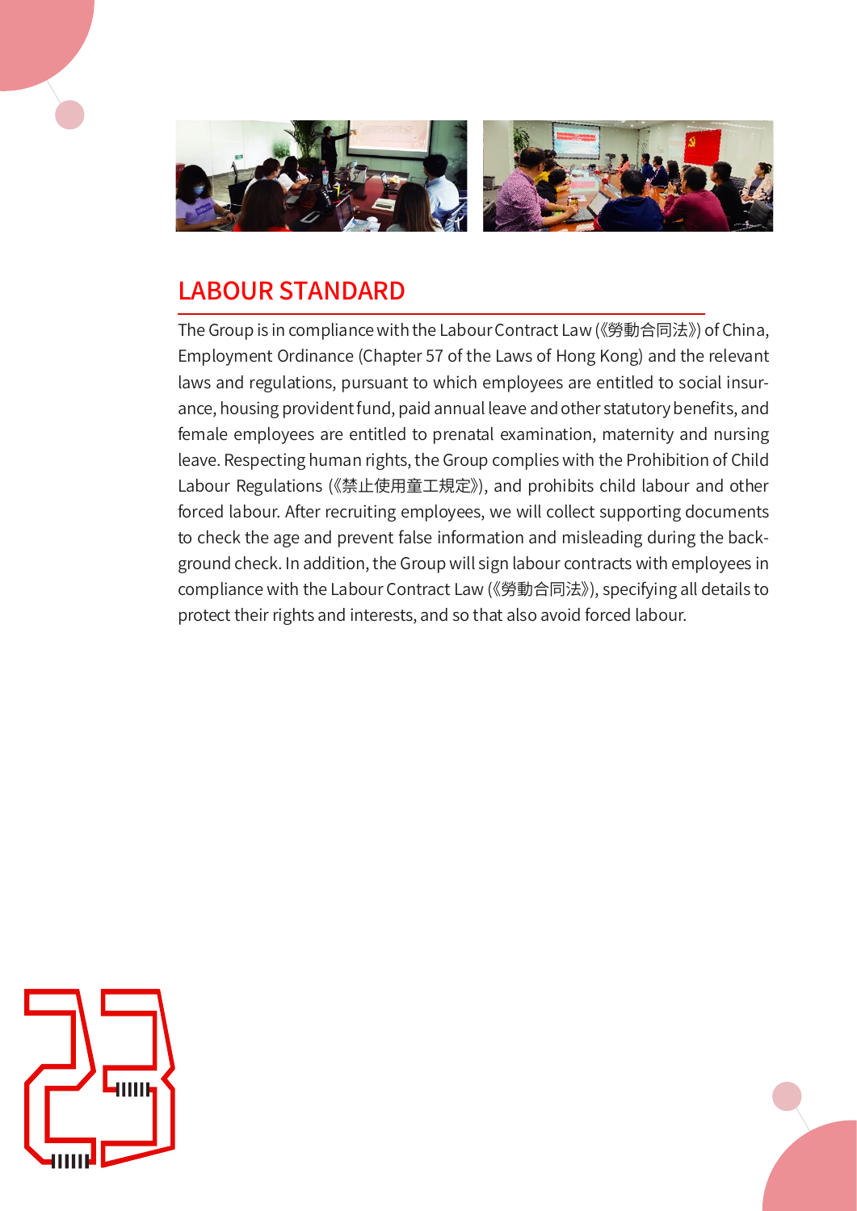## LABOUR STANDARD

The Group is in compliance with the Labour Contract Law (《勞動合同法》) of China, Employment Ordinance (Chapter 57 of the Laws of Hong Kong) and the relevant laws and regulations, pursuant to which employees are entitled to social insurance, housing provident fund, paid annual leave and other statutory benefits, and female employees are entitled to prenatal examination, maternity and nursing leave. Respecting human rights, the Group complies with the Prohibition of Child Labour Regulations (《禁止使用童工規定》), and prohibits child labour and other forced labour. After recruiting employees, we will collect supporting documents to check the age and prevent false information and misleading during the background check. In addition, the Group will sign labour contracts with employees in compliance with the Labour Contract Law (《勞動合同法》), specifying all details to protect their rights and interests, and so that also avoid forced labour.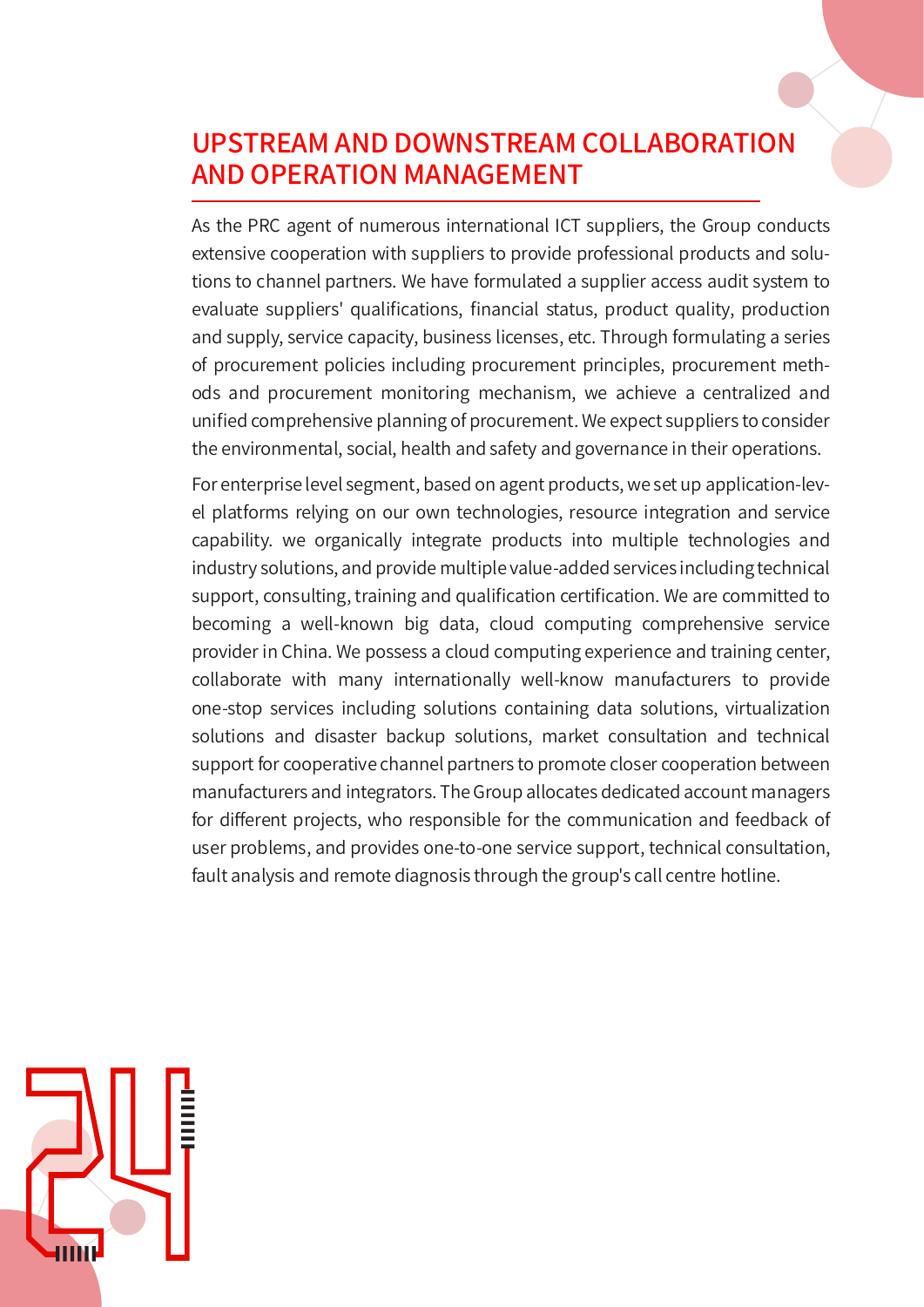## UPSTREAM AND DOWNSTREAM COLLABORATION AND OPERATION MANAGEMENT

As the PRC agent of numerous international ICT suppliers, the Group conducts extensive cooperation with suppliers to provide professional products and solutions to channel partners. We have formulated a supplier access audit system to evaluate suppliers' qualifications, financial status, product quality, production and supply, service capacity, business licenses, etc. Through formulating a series of procurement policies including procurement principles, procurement methods and procurement monitoring mechanism, we achieve a centralized and unified comprehensive planning of procurement. We expect suppliers to consider the environmental, social, health and safety and governance in their operations.

For enterprise level segment, based on agent products, we set up application-level platforms relying on our own technologies, resource integration and service capability. we organically integrate products into multiple technologies and industry solutions, and provide multiple value-added services including technical support, consulting, training and qualification certification. We are committed to becoming a well-known big data, cloud computing comprehensive service provider in China. We possess a cloud computing experience and training center, collaborate with many internationally well-know manufacturers to provide one-stop services including solutions containing data solutions, virtualization solutions and disaster backup solutions, market consultation and technical support for cooperative channel partners to promote closer cooperation between manufacturers and integrators. The Group allocates dedicated account managers for different projects, who responsible for the communication and feedback of user problems, and provides one-to-one service support, technical consultation, fault analysis and remote diagnosis through the group's call centre hotline.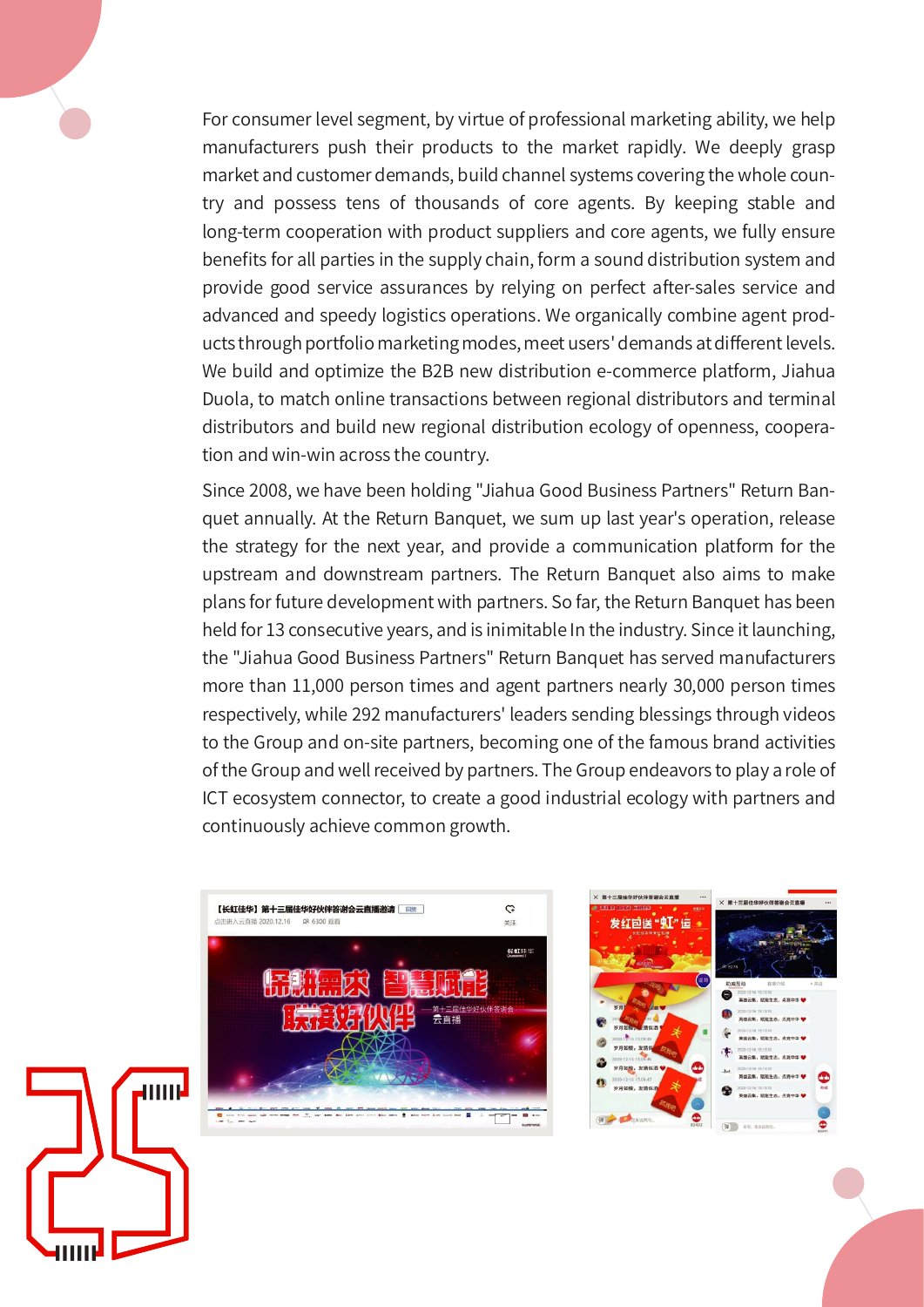For consumer level segment, by virtue of professional marketing ability, we help manufacturers push their products to the market rapidly. We deeply grasp market and customer demands, build channel systems covering the whole country and possess tens of thousands of core agents. By keeping stable and long-term cooperation with product suppliers and core agents, we fully ensure benefits for all parties in the supply chain, form a sound distribution system and provide good service assurances by relying on perfect after-sales service and advanced and speedy logistics operations. We organically combine agent products through portfolio marketing modes, meet users' demands at different levels. We build and optimize the B2B new distribution e-commerce platform, Jiahua Duola, to match online transactions between regional distributors and terminal distributors and build new regional distribution ecology of openness, cooperation and win-win across the country.

Since 2008, we have been holding "Jiahua Good Business Partners" Return Banquet annually. At the Return Banquet, we sum up last year's operation, release the strategy for the next year, and provide a communication platform for the upstream and downstream partners. The Return Banquet also aims to make plans for future development with partners. So far, the Return Banquet has been held for 13 consecutive years, and is inimitable In the industry. Since it launching, the "Jiahua Good Business Partners" Return Banquet has served manufacturers more than 11,000 person times and agent partners nearly 30,000 person times respectively, while 292 manufacturers' leaders sending blessings through videos to the Group and on-site partners, becoming one of the famous brand activities of the Group and well received by partners. The Group endeavors to play a role of ICT ecosystem connector, to create a good industrial ecology with partners and continuously achieve common growth.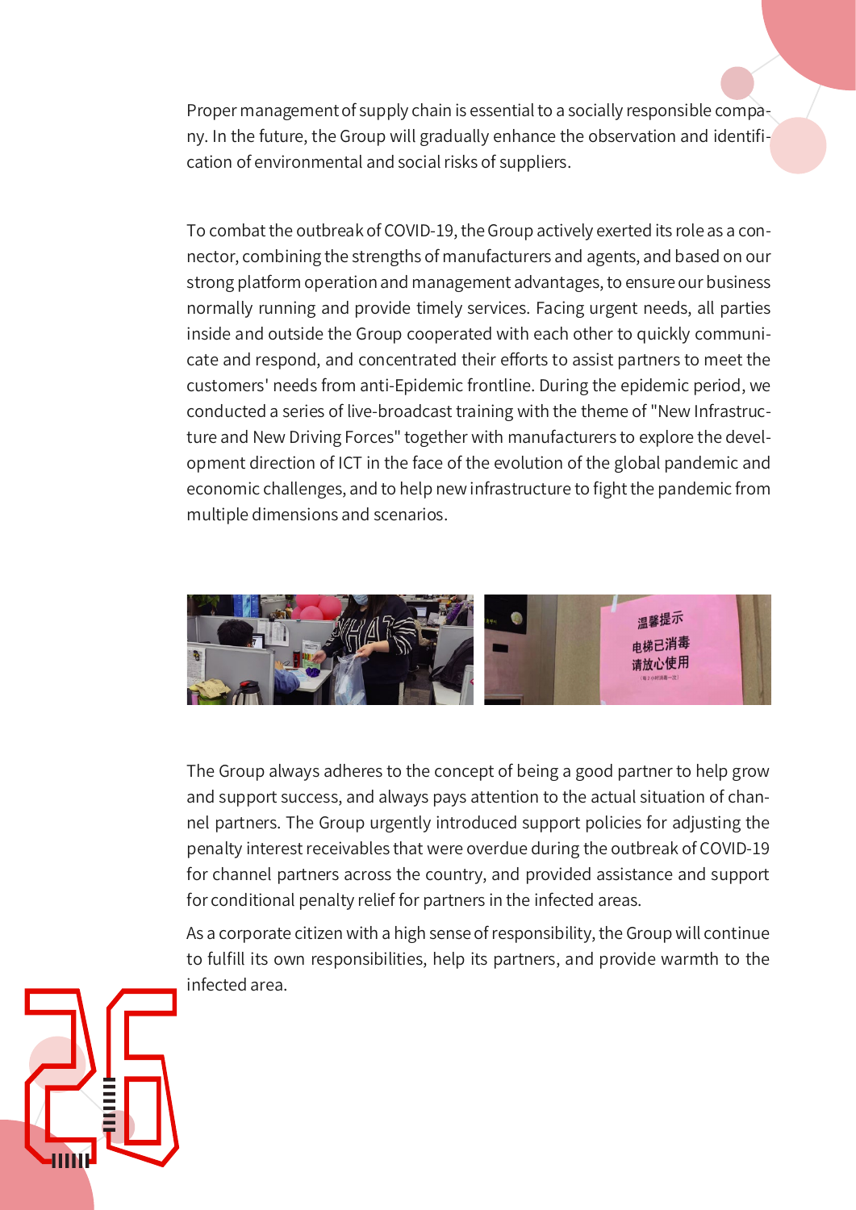Proper management of supply chain is essential to a socially responsible company. In the future, the Group will gradually enhance the observation and identification of environmental and social risks of suppliers.

To combat the outbreak of COVID-19, the Group actively exerted its role as a connector, combining the strengths of manufacturers and agents, and based on our strong platform operation and management advantages, to ensure our business normally running and provide timely services. Facing urgent needs, all parties inside and outside the Group cooperated with each other to quickly communicate and respond, and concentrated their efforts to assist partners to meet the customers' needs from anti-Epidemic frontline. During the epidemic period, we conducted a series of live-broadcast training with the theme of "New Infrastructure and New Driving Forces" together with manufacturers to explore the development direction of ICT in the face of the evolution of the global pandemic and economic challenges, and to help new infrastructure to fight the pandemic from multiple dimensions and scenarios.

The Group always adheres to the concept of being a good partner to help grow and support success, and always pays attention to the actual situation of channel partners. The Group urgently introduced support policies for adjusting the penalty interest receivables that were overdue during the outbreak of COVID-19 for channel partners across the country, and provided assistance and support for conditional penalty relief for partners in the infected areas.

As a corporate citizen with a high sense of responsibility, the Group will continue to fulfill its own responsibilities, help its partners, and provide warmth to the infected area.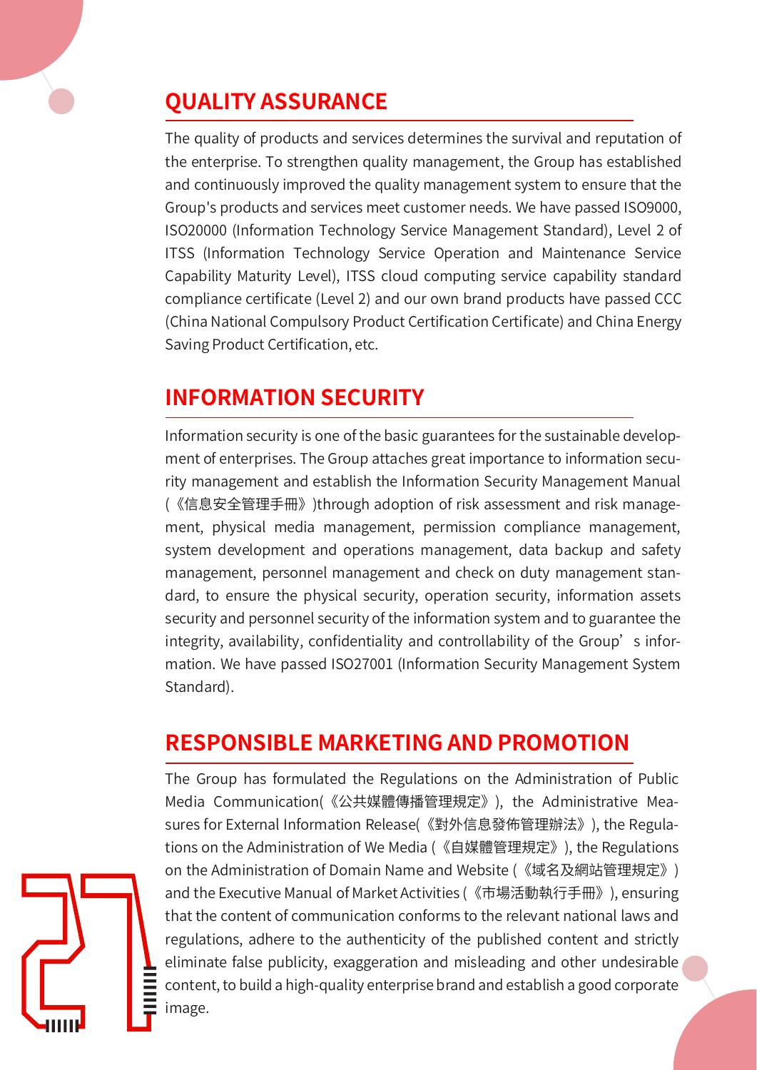## QUALITY ASSURANCE

The quality of products and services determines the survival and reputation of the enterprise. To strengthen quality management, the Group has established and continuously improved the quality management system to ensure that the Group's products and services meet customer needs. We have passed ISO9000, ISO20000 (Information Technology Service Management Standard), Level 2 of ITSS (Information Technology Service Operation and Maintenance Service Capability Maturity Level), ITSS cloud computing service capability standard compliance certificate (Level 2) and our own brand products have passed CCC (China National Compulsory Product Certification Certificate) and China Energy Saving Product Certification, etc.

## INFORMATION SECURITY

Information security is one of the basic guarantees for the sustainable development of enterprises. The Group attaches great importance to information security management and establish the Information Security Management Manual (《信息安全管理手冊》)through adoption of risk assessment and risk management, physical media management, permission compliance management, system development and operations management, data backup and safety management, personnel management and check on duty management standard, to ensure the physical security, operation security, information assets security and personnel security of the information system and to guarantee the integrity, availability, confidentiality and controllability of the Group's information. We have passed ISO27001 (Information Security Management System Standard).

## RESPONSIBLE MARKETING AND PROMOTION

The Group has formulated the Regulations on the Administration of Public Media Communication(《公共媒體傳播管理規定》), the Administrative Measures for External Information Release(《對外信息發佈管理辦法》), the Regulations on the Administration of We Media (《自媒體管理規定》), the Regulations on the Administration of Domain Name and Website (《域名及網站管理規定》) and the Executive Manual of Market Activities (《市場活動執行手冊》), ensuring that the content of content conforms to the relevant national laws and regulations, adhere to the authenticity of the published content and strictly eliminate false publicity, exaggeration and misleading and other undesirable content, to build a high-quality enterprise brand and establish a good corporate image.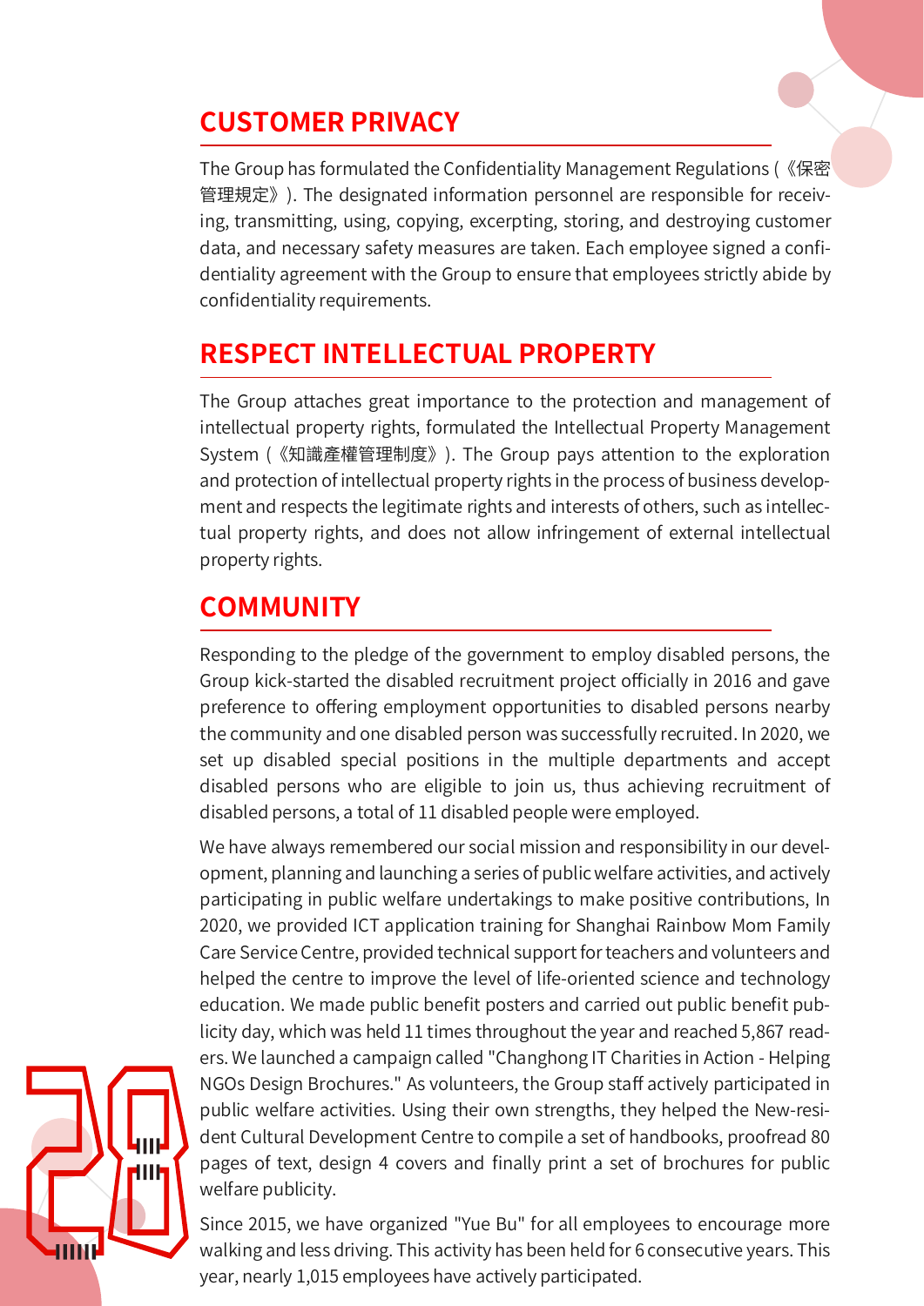## CUSTOMER PRIVACY

The Group has formulated the Confidentiality Management Regulations (《保密管理規定》). The designated information personnel are responsible for receiving, transmitting, using, copying, excerpting, storing, and destroying customer data, and necessary safety measures are taken. Each employee signed a confidentiality agreement with the Group to ensure that employees strictly abide by confidentiality requirements.

## RESPECT INTELLECTUAL PROPERTY

The Group attaches great importance to the protection and management of intellectual property rights, formulated the Intellectual Property Management System (《知識產權管理制度》). The Group pays attention to the exploration and protection of intellectual property rights in the process of business development and respects the legitimate rights and interests of others, such as intellectual property rights, and does not allow infringement of external intellectual property rights.

## COMMUNITY

Responding to the pledge of the government to employ disabled persons, the Group kick-started the disabled recruitment project officially in 2016 and gave preference to offering employment opportunities to disabled persons nearby the community and one disabled person was successfully recruited. In 2020, we set up disabled special positions in the multiple departments and accept disabled persons who are eligible to join us, thus achieving recruitment of disabled persons, a total of 11 disabled people were employed.

We have always remembered our social mission and responsibility in our development, planning and launching a series of public welfare activities, and actively participating in public welfare undertakings to make positive contributions, In 2020, we provided ICT application training for Shanghai Rainbow Mom Family Care Service Centre, provided technical support for teachers and volunteers and helped the centre to improve the level of life-oriented science and technology education. We made public benefit posters and carried out public benefit publicity day, which was held 11 times throughout the year and reached 5,867 readers. We launched a campaign called "Changhong IT Charities in Action - Helping NGOs Design Brochures." As volunteers, the Group staff actively participated in public welfare activities. Using their own strengths, they helped the New-resident Cultural Development Centre to compile a set of handbooks, proofread 80 pages of text, design 4 covers and finally print a set of brochures for public welfare publicity.

Since 2015, we have organized "Yue Bu" for all employees to encourage more walking and less driving. This activity has been held for 6 consecutive years. This year, nearly 1,015 employees have actively participated.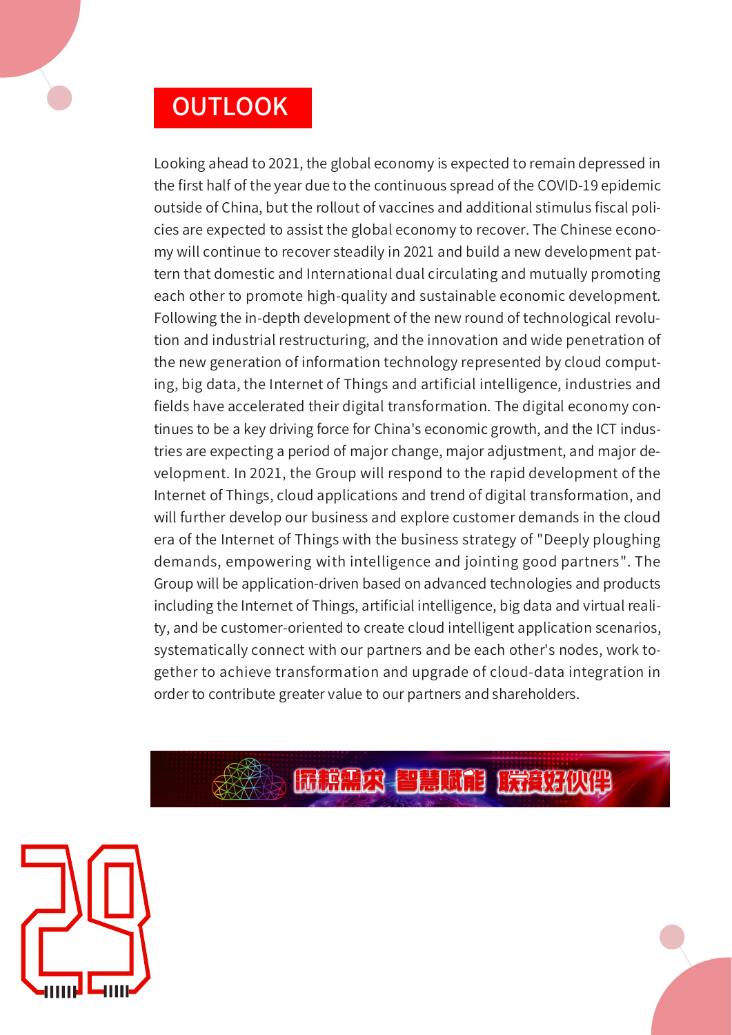# OUTLOOK

Looking ahead to 2021, the global economy is expected to remain depressed in the first half of the year due to the continuous spread of the COVID-19 epidemic outside of China, but the rollout of vaccines and additional stimulus fiscal policies are expected to assist the global economy to recover. The Chinese economy will continue to recover steadily in 2021 and build a new development pattern that domestic and International dual circulating and mutually promoting each other to promote high-quality and sustainable economic development. Following the in-depth development of the new round of technological revolution and industrial restructuring, and the innovation and wide penetration of the new generation of information technology represented by cloud computing, big data, the Internet of Things and artificial intelligence, industries and fields have accelerated their digital transformation. The digital economy continues to be a key driving force for China's economic growth, and the ICT industries are expecting a period of major change, major adjustment, and major development. In 2021, the Group will respond to the rapid development of the Internet of Things, cloud applications and trend of digital transformation, and will further develop our business and explore customer demands in the cloud era of the Internet of Things with the business strategy of "Deeply ploughing demands, empowering with intelligence and jointing good partners". The Group will be application-driven based on advanced technologies and products including the Internet of Things, artificial intelligence, big data and virtual reality, and be customer-oriented to create cloud intelligent application scenarios, systematically connect with our partners and be each other's nodes, work together to achieve transformation and upgrade of cloud-data integration in order to contribute greater value to our partners and shareholders.

深耕需求 智慧赋能 联接好伙伴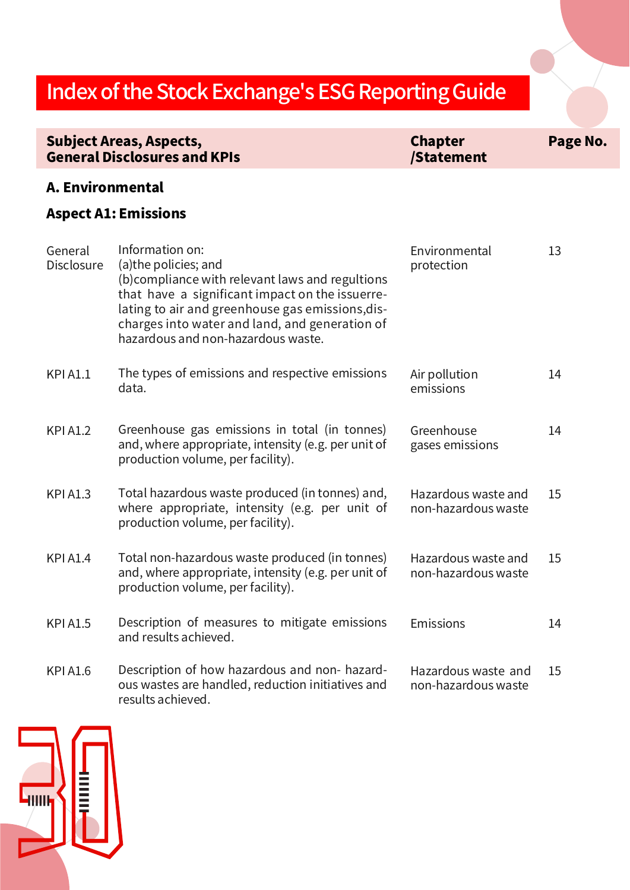# Index of the Stock Exchange's ESG Reporting Guide

| Subject Areas, Aspects, General Disclosures and KPIs | | Chapter /Statement | Page No. |
|---|---|---|---|
| **A. Environmental** | | | |
| **Aspect A1: Emissions** | | | |
| General Disclosure | Information on: (a)the policies; and (b)compliance with relevant laws and regultions that have a significant impact on the issuerrelating to air and greenhouse gas emissions,discharges into water and land, and generation of hazardous and non-hazardous waste. | Environmental protection | 13 |
| KPI A1.1 | The types of emissions and respective emissions data. | Air pollution emissions | 14 |
| KPI A1.2 | Greenhouse gas emissions in total (in tonnes) and, where appropriate, intensity (e.g. per unit of production volume, per facility). | Greenhouse gases emissions | 14 |
| KPI A1.3 | Total hazardous waste produced (in tonnes) and, where appropriate, intensity (e.g. per unit of production volume, per facility). | Hazardous waste and non-hazardous waste | 15 |
| KPI A1.4 | Total non-hazardous waste produced (in tonnes) and, where appropriate, intensity (e.g. per unit of production volume, per facility). | Hazardous waste and non-hazardous waste | 15 |
| KPI A1.5 | Description of measures to mitigate emissions and results achieved. | Emissions | 14 |
| KPI A1.6 | Description of how hazardous and non- hazardous wastes are handled, reduction initiatives and results achieved. | Hazardous waste and non-hazardous waste | 15 |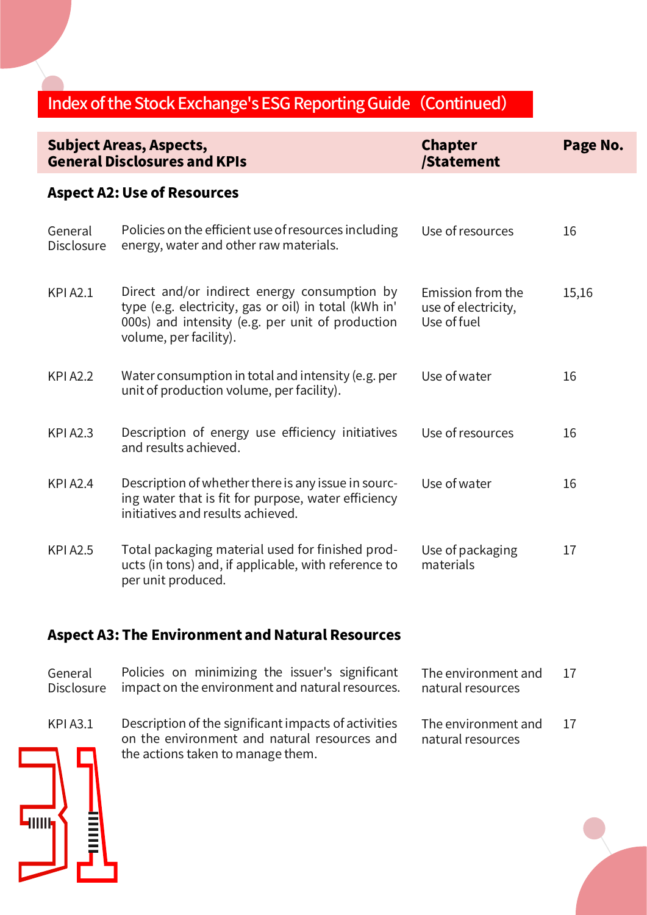## Index of the Stock Exchange's ESG Reporting Guide (Continued)

| Subject Areas, Aspects, General Disclosures and KPIs | | Chapter /Statement | Page No. |
|---|---|---|---|
| **Aspect A2: Use of Resources** | | | |
| General Disclosure | Policies on the efficient use of resources including energy, water and other raw materials. | Use of resources | 16 |
| KPI A2.1 | Direct and/or indirect energy consumption by type (e.g. electricity, gas or oil) in total (kWh in' 000s) and intensity (e.g. per unit of production volume, per facility). | Emission from the use of electricity, Use of fuel | 15,16 |
| KPI A2.2 | Water consumption in total and intensity (e.g. per unit of production volume, per facility). | Use of water | 16 |
| KPI A2.3 | Description of energy use efficiency initiatives and results achieved. | Use of resources | 16 |
| KPI A2.4 | Description of whether there is any issue in sourcing water that is fit for purpose, water efficiency initiatives and results achieved. | Use of water | 16 |
| KPI A2.5 | Total packaging material used for finished products (in tons) and, if applicable, with reference to per unit produced. | Use of packaging materials | 17 |
| **Aspect A3: The Environment and Natural Resources** | | | |
| General Disclosure | Policies on minimizing the issuer's significant impact on the environment and natural resources. | The environment and natural resources | 17 |
| KPI A3.1 | Description of the significant impacts of activities on the environment and natural resources and the actions taken to manage them. | The environment and natural resources | 17 |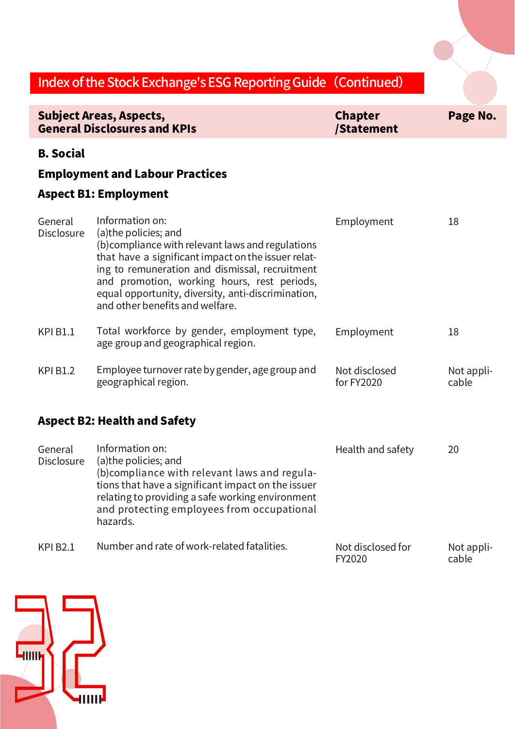## Index of the Stock Exchange's ESG Reporting Guide（Continued）

| Subject Areas, Aspects, General Disclosures and KPIs | | Chapter /Statement | Page No. |
|---|---|---|---|
| **B. Social** | | | |
| **Employment and Labour Practices** | | | |
| **Aspect B1: Employment** | | | |
| General Disclosure | Information on: (a)the policies; and (b)compliance with relevant laws and regulations that have a significant impact on the issuer relating to remuneration and dismissal, recruitment and promotion, working hours, rest periods, equal opportunity, diversity, anti-discrimination, and other benefits and welfare. | Employment | 18 |
| KPI B1.1 | Total workforce by gender, employment type, age group and geographical region. | Employment | 18 |
| KPI B1.2 | Employee turnover rate by gender, age group and geographical region. | Not disclosed for FY2020 | Not applicable |
| **Aspect B2: Health and Safety** | | | |
| General Disclosure | Information on: (a)the policies; and (b)compliance with relevant laws and regulations that have a significant impact on the issuer relating to providing a safe working environment and protecting employees from occupational hazards. | Health and safety | 20 |
| KPI B2.1 | Number and rate of work-related fatalities. | Not disclosed for FY2020 | Not applicable |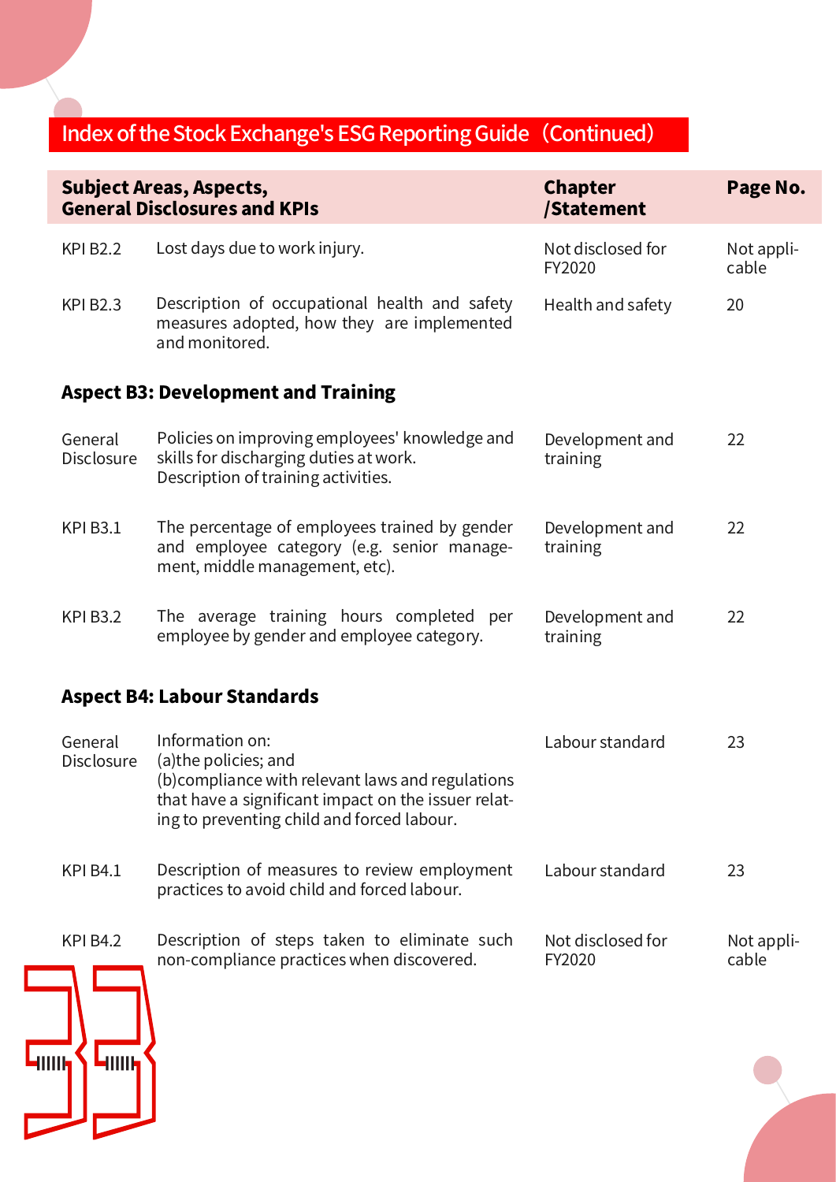## Index of the Stock Exchange's ESG Reporting Guide（Continued)

| Subject Areas, Aspects, General Disclosures and KPIs | | Chapter /Statement | Page No. |
|---|---|---|---|
| KPI B2.2 | Lost days due to work injury. | Not disclosed for FY2020 | Not applicable |
| KPI B2.3 | Description of occupational health and safety measures adopted, how they are implemented and monitored. | Health and safety | 20 |
| **Aspect B3: Development and Training** | | | |
| General Disclosure | Policies on improving employees' knowledge and skills for discharging duties at work. Description of training activities. | Development and training | 22 |
| KPI B3.1 | The percentage of employees trained by gender and employee category (e.g. senior management, middle management, etc). | Development and training | 22 |
| KPI B3.2 | The average training hours completed per employee by gender and employee category. | Development and training | 22 |
| **Aspect B4: Labour Standards** | | | |
| General Disclosure | Information on: (a)the policies; and (b)compliance with relevant laws and regulations that have a significant impact on the issuer relating to preventing child and forced labour. | Labour standard | 23 |
| KPI B4.1 | Description of measures to review employment practices to avoid child and forced labour. | Labour standard | 23 |
| KPI B4.2 | Description of steps taken to eliminate such non-compliance practices when discovered. | Not disclosed for FY2020 | Not applicable |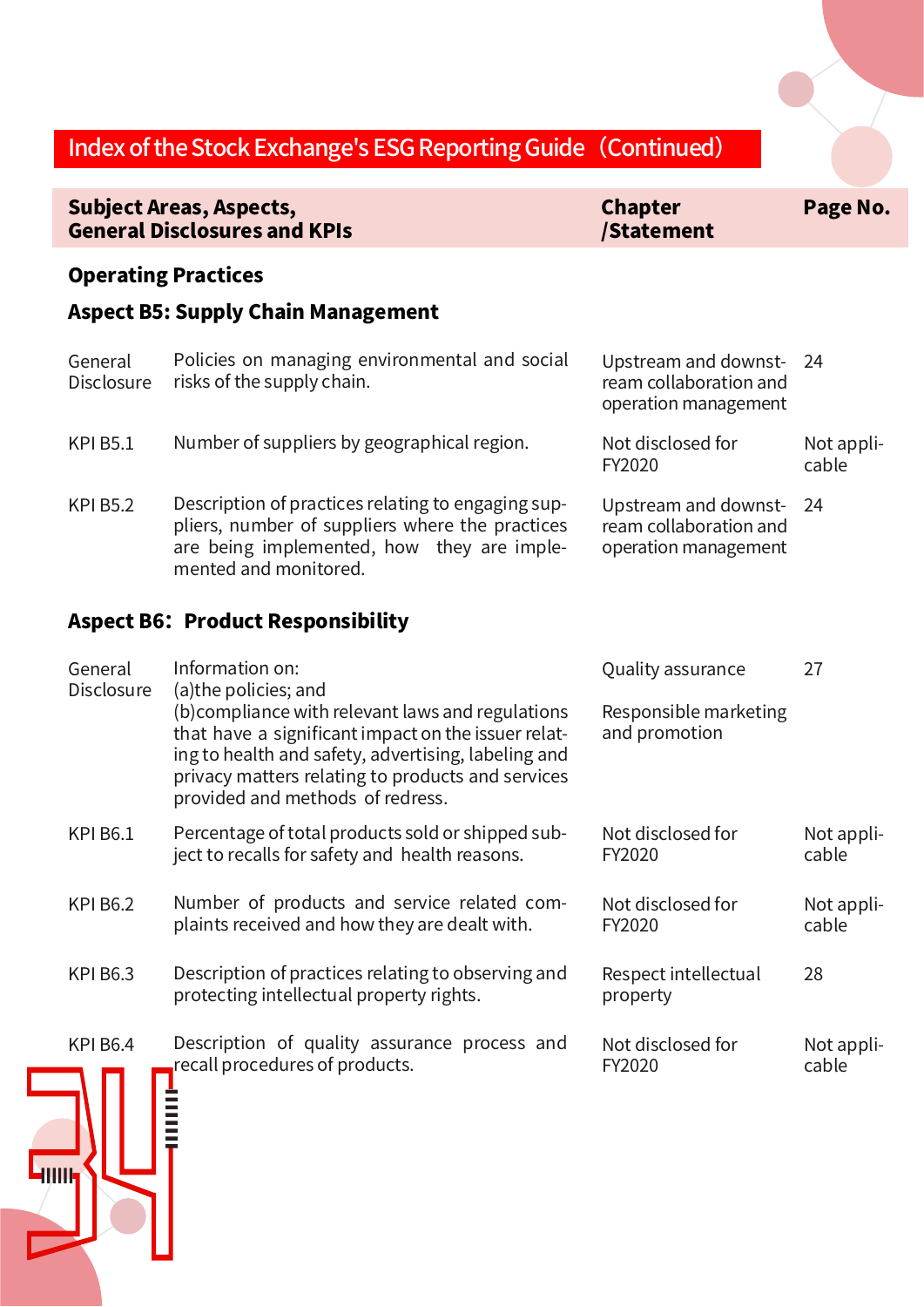## Index of the Stock Exchange's ESG Reporting Guide（Continued）

| Subject Areas, Aspects, General Disclosures and KPIs | | Chapter /Statement | Page No. |
|---|---|---|---|
| **Operating Practices** | | | |
| **Aspect B5: Supply Chain Management** | | | |
| General Disclosure | Policies on managing environmental and social risks of the supply chain. | Upstream and downstream collaboration and operation management | 24 |
| KPI B5.1 | Number of suppliers by geographical region. | Not disclosed for FY2020 | Not applicable |
| KPI B5.2 | Description of practices relating to engaging suppliers, number of suppliers where the practices are being implemented, how they are implemented and monitored. | Upstream and downstream collaboration and operation management | 24 |
| **Aspect B6: Product Responsibility** | | | |
| General Disclosure | Information on:<br>(a)the policies; and<br>(b)compliance with relevant laws and regulations that have a significant impact on the issuer relating to health and safety, advertising, labeling and privacy matters relating to products and services provided and methods of redress. | Quality assurance<br><br>Responsible marketing and promotion | 27 |
| KPI B6.1 | Percentage of total products sold or shipped subject to recalls for safety and health reasons. | Not disclosed for FY2020 | Not applicable |
| KPI B6.2 | Number of products and service related complaints received and how they are dealt with. | Not disclosed for FY2020 | Not applicable |
| KPI B6.3 | Description of practices relating to observing and protecting intellectual property rights. | Respect intellectual property | 28 |
| KPI B6.4 | Description of quality assurance process and recall procedures of products. | Not disclosed for FY2020 | Not applicable |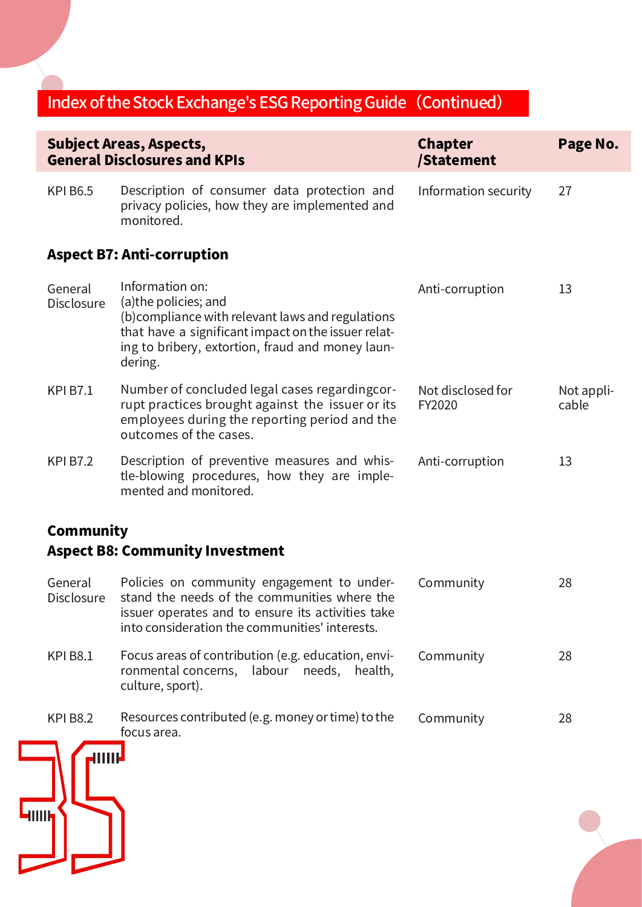## Index of the Stock Exchange's ESG Reporting Guide（Continued）

| Subject Areas, Aspects, General Disclosures and KPIs | | Chapter /Statement | Page No. |
|---|---|---|---|
| KPI B6.5 | Description of consumer data protection and privacy policies, how they are implemented and monitored. | Information security | 27 |
| **Aspect B7: Anti-corruption** | | | |
| General Disclosure | Information on: (a)the policies; and (b)compliance with relevant laws and regulations that have a significant impact on the issuer relating to bribery, extortion, fraud and money laundering. | Anti-corruption | 13 |
| KPI B7.1 | Number of concluded legal cases regardingcorrupt practices brought against the issuer or its employees during the reporting period and the outcomes of the cases. | Not disclosed for FY2020 | Not applicable |
| KPI B7.2 | Description of preventive measures and whistle-blowing procedures, how they are implemented and monitored. | Anti-corruption | 13 |
| **Community** | | | |
| **Aspect B8: Community Investment** | | | |
| General Disclosure | Policies on community engagement to understand the needs of the communities where the issuer operates and to ensure its activities take into consideration the communities' interests. | Community | 28 |
| KPI B8.1 | Focus areas of contribution (e.g. education, environmental concerns, labour needs, health, culture, sport). | Community | 28 |
| KPI B8.2 | Resources contributed (e.g. money or time) to the focus area. | Community | 28 |